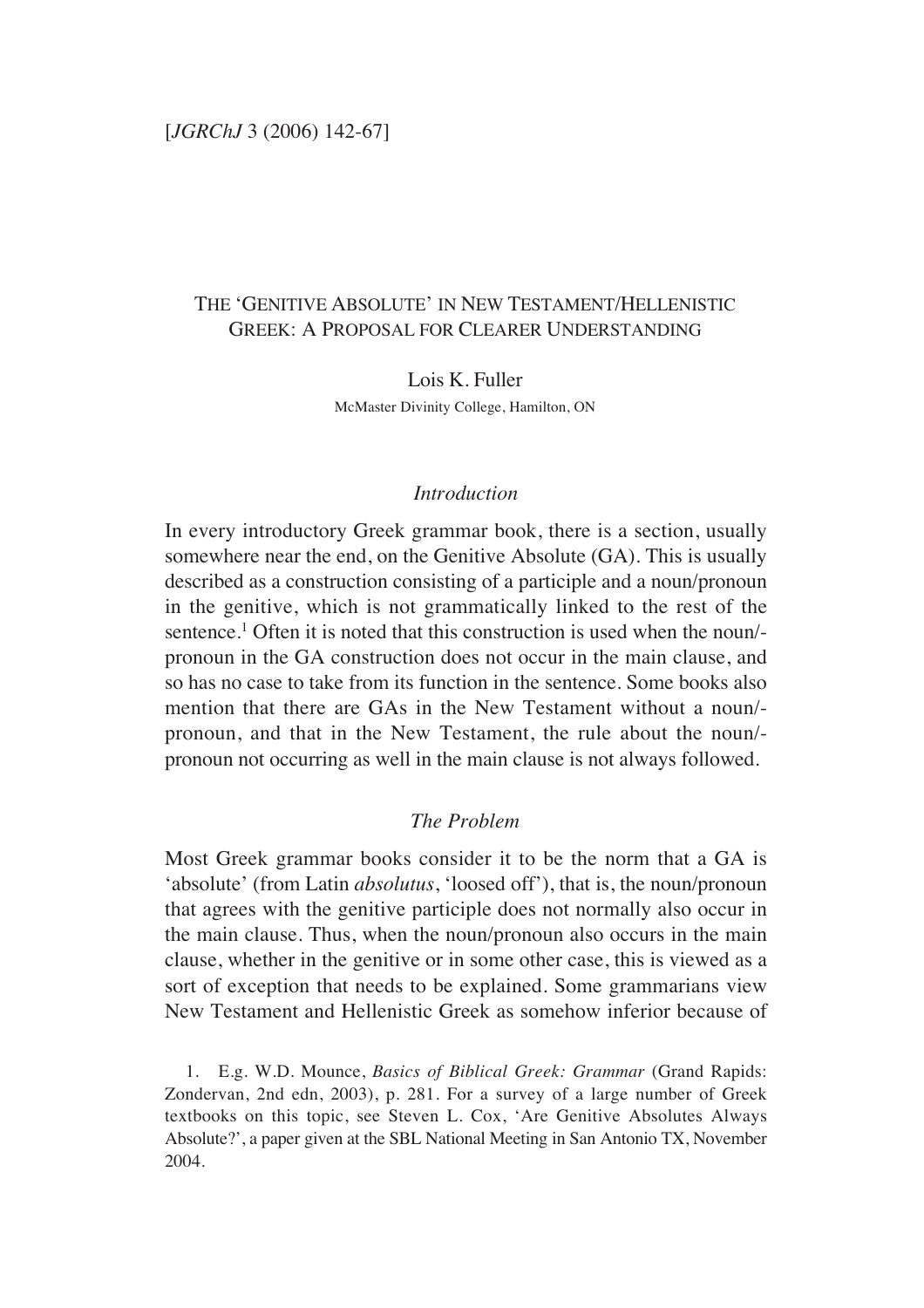# The 'Genitive Absolute' in New Testament/Hellenistic Greek: A Proposal for Clearer Understanding

Lois K. Fuller

McMaster Divinity College, Hamilton, ON

## *Introduction*

In every introductory Greek grammar book, there is a section, usually somewhere near the end, on the Genitive Absolute (GA). This is usually described as a construction consisting of a participle and a noun/pronoun in the genitive, which is not grammatically linked to the rest of the sentence.[1] Often it is noted that this construction is used when the noun/-pronoun in the GA construction does not occur in the main clause, and so has no case to take from its function in the sentence. Some books also mention that there are GAs in the New Testament without a noun/-pronoun, and that in the New Testament, the rule about the noun/-pronoun not occurring as well in the main clause is not always followed.

## *The Problem*

Most Greek grammar books consider it to be the norm that a GA is 'absolute' (from Latin *absolutus*, 'loosed off'), that is, the noun/pronoun that agrees with the genitive participle does not normally also occur in the main clause. Thus, when the noun/pronoun also occurs in the main clause, whether in the genitive or in some other case, this is viewed as a sort of exception that needs to be explained. Some grammarians view New Testament and Hellenistic Greek as somehow inferior because of

1. E.g. W.D. Mounce, *Basics of Biblical Greek: Grammar* (Grand Rapids: Zondervan, 2nd edn, 2003), p. 281. For a survey of a large number of Greek textbooks on this topic, see Steven L. Cox, 'Are Genitive Absolutes Always Absolute?', a paper given at the SBL National Meeting in San Antonio TX, November 2004.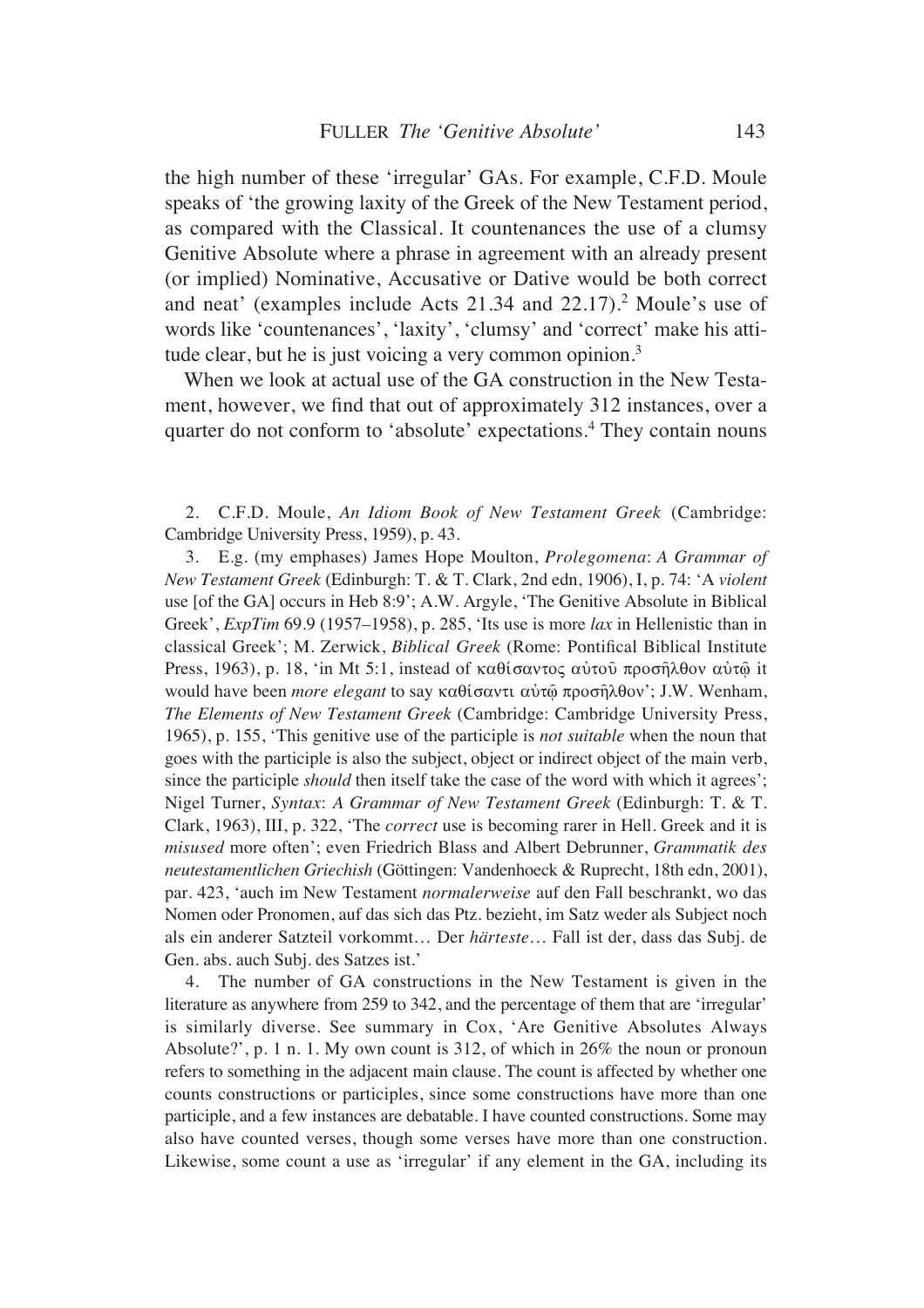the high number of these 'irregular' GAs. For example, C.F.D. Moule speaks of 'the growing laxity of the Greek of the New Testament period, as compared with the Classical. It countenances the use of a clumsy Genitive Absolute where a phrase in agreement with an already present (or implied) Nominative, Accusative or Dative would be both correct and neat' (examples include Acts 21.34 and 22.17).[2] Moule's use of words like 'countenances', 'laxity', 'clumsy' and 'correct' make his attitude clear, but he is just voicing a very common opinion.[3]

When we look at actual use of the GA construction in the New Testament, however, we find that out of approximately 312 instances, over a quarter do not conform to 'absolute' expectations.[4] They contain nouns

2. C.F.D. Moule, *An Idiom Book of New Testament Greek* (Cambridge: Cambridge University Press, 1959), p. 43.

3. E.g. (my emphases) James Hope Moulton, *Prolegomena*: *A Grammar of New Testament Greek* (Edinburgh: T. & T. Clark, 2nd edn, 1906), I, p. 74: 'A *violent* use [of the GA] occurs in Heb 8:9'; A.W. Argyle, 'The Genitive Absolute in Biblical Greek', *ExpTim* 69.9 (1957–1958), p. 285, 'Its use is more *lax* in Hellenistic than in classical Greek'; M. Zerwick, *Biblical Greek* (Rome: Pontifical Biblical Institute Press, 1963), p. 18, 'in Mt 5:1, instead of καθίσαντος αὐτοῦ προσῆλθον αὐτῷ it would have been *more elegant* to say καθίσαντι αὐτῷ προσῆλθον'; J.W. Wenham, *The Elements of New Testament Greek* (Cambridge: Cambridge University Press, 1965), p. 155, 'This genitive use of the participle is *not suitable* when the noun that goes with the participle is also the subject, object or indirect object of the main verb, since the participle *should* then itself take the case of the word with which it agrees'; Nigel Turner, *Syntax*: *A Grammar of New Testament Greek* (Edinburgh: T. & T. Clark, 1963), III, p. 322, 'The *correct* use is becoming rarer in Hell. Greek and it is *misused* more often'; even Friedrich Blass and Albert Debrunner, *Grammatik des neutestamentlichen Griechish* (Göttingen: Vandenhoeck & Ruprecht, 18th edn, 2001), par. 423, 'auch im New Testament *normalerweise* auf den Fall beschrankt, wo das Nomen oder Pronomen, auf das sich das Ptz. bezieht, im Satz weder als Subject noch als ein anderer Satzteil vorkommt… Der *härteste*… Fall ist der, dass das Subj. de Gen. abs. auch Subj. des Satzes ist.'

4. The number of GA constructions in the New Testament is given in the literature as anywhere from 259 to 342, and the percentage of them that are 'irregular' is similarly diverse. See summary in Cox, 'Are Genitive Absolutes Always Absolute?', p. 1 n. 1. My own count is 312, of which in 26% the noun or pronoun refers to something in the adjacent main clause. The count is affected by whether one counts constructions or participles, since some constructions have more than one participle, and a few instances are debatable. I have counted constructions. Some may also have counted verses, though some verses have more than one construction. Likewise, some count a use as 'irregular' if any element in the GA, including its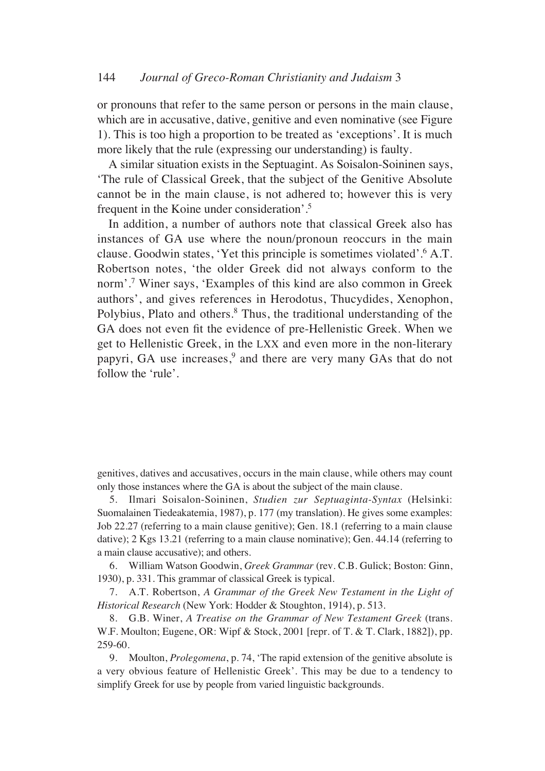or pronouns that refer to the same person or persons in the main clause, which are in accusative, dative, genitive and even nominative (see Figure 1). This is too high a proportion to be treated as 'exceptions'. It is much more likely that the rule (expressing our understanding) is faulty.

A similar situation exists in the Septuagint. As Soisalon-Soininen says, 'The rule of Classical Greek, that the subject of the Genitive Absolute cannot be in the main clause, is not adhered to; however this is very frequent in the Koine under consideration'.[5]

In addition, a number of authors note that classical Greek also has instances of GA use where the noun/pronoun reoccurs in the main clause. Goodwin states, 'Yet this principle is sometimes violated'.[6] A.T. Robertson notes, 'the older Greek did not always conform to the norm'.[7] Winer says, 'Examples of this kind are also common in Greek authors', and gives references in Herodotus, Thucydides, Xenophon, Polybius, Plato and others.[8] Thus, the traditional understanding of the GA does not even fit the evidence of pre-Hellenistic Greek. When we get to Hellenistic Greek, in the LXX and even more in the non-literary papyri, GA use increases,[9] and there are very many GAs that do not follow the 'rule'.

---

genitives, datives and accusatives, occurs in the main clause, while others may count only those instances where the GA is about the subject of the main clause.

5. Ilmari Soisalon-Soininen, *Studien zur Septuaginta-Syntax* (Helsinki: Suomalainen Tiedeakatemia, 1987), p. 177 (my translation). He gives some examples: Job 22.27 (referring to a main clause genitive); Gen. 18.1 (referring to a main clause dative); 2 Kgs 13.21 (referring to a main clause nominative); Gen. 44.14 (referring to a main clause accusative); and others.

6. William Watson Goodwin, *Greek Grammar* (rev. C.B. Gulick; Boston: Ginn, 1930), p. 331. This grammar of classical Greek is typical.

7. A.T. Robertson, *A Grammar of the Greek New Testament in the Light of Historical Research* (New York: Hodder & Stoughton, 1914), p. 513.

8. G.B. Winer, *A Treatise on the Grammar of New Testament Greek* (trans. W.F. Moulton; Eugene, OR: Wipf & Stock, 2001 [repr. of T. & T. Clark, 1882]), pp. 259-60.

9. Moulton, *Prolegomena*, p. 74, 'The rapid extension of the genitive absolute is a very obvious feature of Hellenistic Greek'. This may be due to a tendency to simplify Greek for use by people from varied linguistic backgrounds.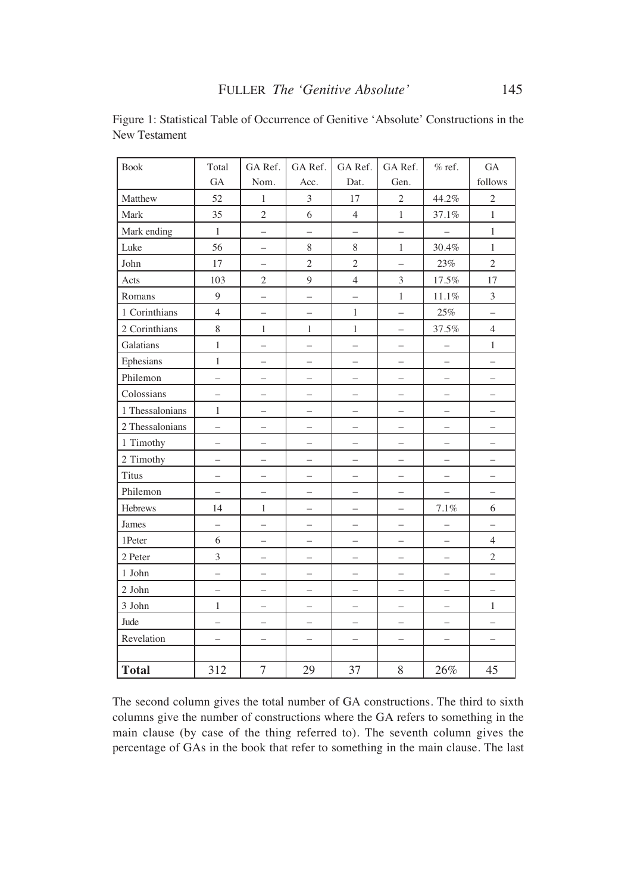Figure 1: Statistical Table of Occurrence of Genitive 'Absolute' Constructions in the New Testament

| Book | Total GA | GA Ref. Nom. | GA Ref. Acc. | GA Ref. Dat. | GA Ref. Gen. | % ref. | GA follows |
|---|---|---|---|---|---|---|---|
| Matthew | 52 | 1 | 3 | 17 | 2 | 44.2% | 2 |
| Mark | 35 | 2 | 6 | 4 | 1 | 37.1% | 1 |
| Mark ending | 1 | – | – | – | – | – | 1 |
| Luke | 56 | – | 8 | 8 | 1 | 30.4% | 1 |
| John | 17 | – | 2 | 2 | – | 23% | 2 |
| Acts | 103 | 2 | 9 | 4 | 3 | 17.5% | 17 |
| Romans | 9 | – | – | – | 1 | 11.1% | 3 |
| 1 Corinthians | 4 | – | – | 1 | – | 25% | – |
| 2 Corinthians | 8 | 1 | 1 | 1 | – | 37.5% | 4 |
| Galatians | 1 | – | – | – | – | – | 1 |
| Ephesians | 1 | – | – | – | – | – | – |
| Philemon | – | – | – | – | – | – | – |
| Colossians | – | – | – | – | – | – | – |
| 1 Thessalonians | 1 | – | – | – | – | – | – |
| 2 Thessalonians | – | – | – | – | – | – | – |
| 1 Timothy | – | – | – | – | – | – | – |
| 2 Timothy | – | – | – | – | – | – | – |
| Titus | – | – | – | – | – | – | – |
| Philemon | – | – | – | – | – | – | – |
| Hebrews | 14 | 1 | – | – | – | 7.1% | 6 |
| James | – | – | – | – | – | – | – |
| 1Peter | 6 | – | – | – | – | – | 4 |
| 2 Peter | 3 | – | – | – | – | – | 2 |
| 1 John | – | – | – | – | – | – | – |
| 2 John | – | – | – | – | – | – | – |
| 3 John | 1 | – | – | – | – | – | 1 |
| Jude | – | – | – | – | – | – | – |
| Revelation | – | – | – | – | – | – | – |
| | | | | | | | |
| **Total** | 312 | 7 | 29 | 37 | 8 | 26% | 45 |

The second column gives the total number of GA constructions. The third to sixth columns give the number of constructions where the GA refers to something in the main clause (by case of the thing referred to). The seventh column gives the percentage of GAs in the book that refer to something in the main clause. The last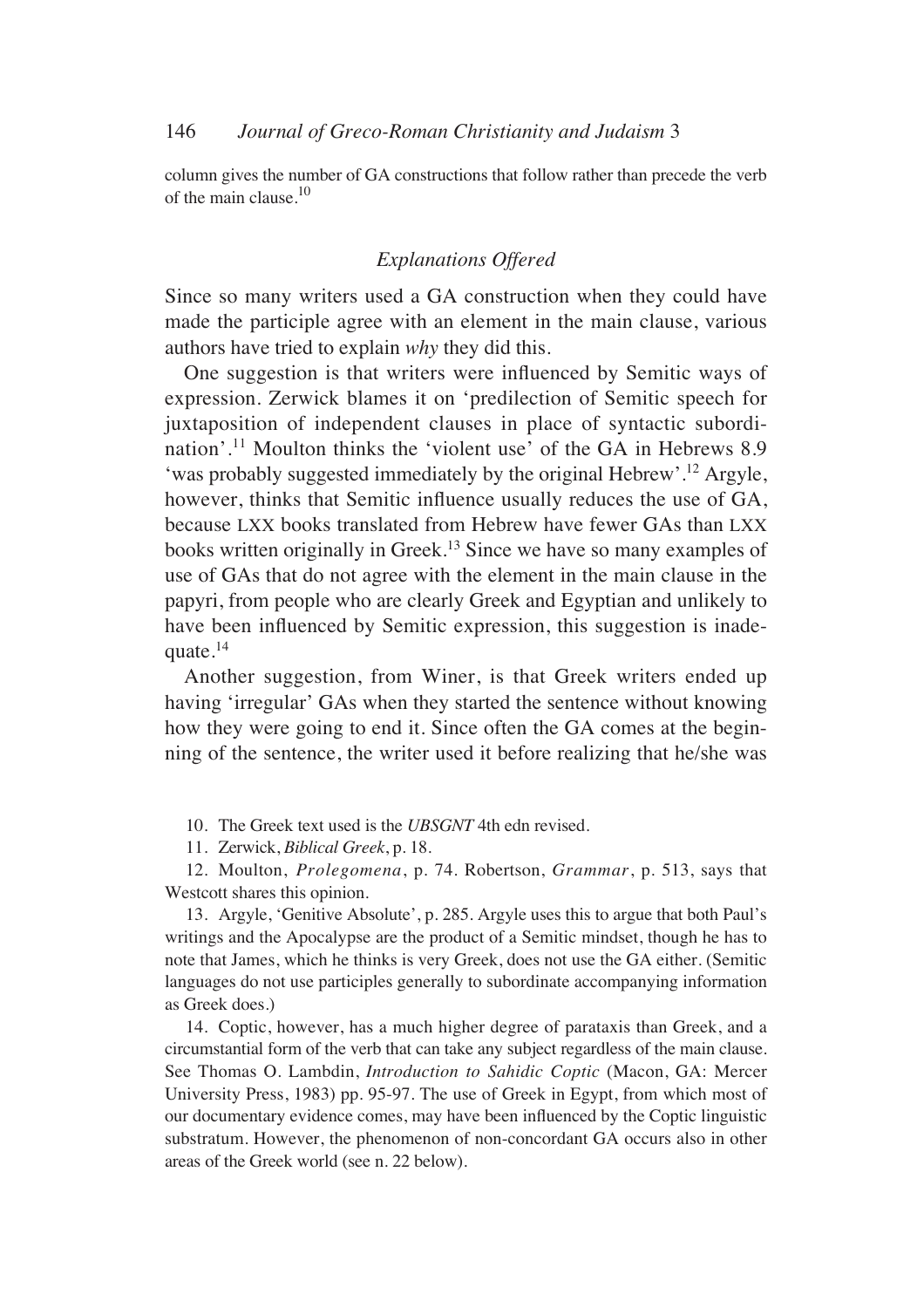column gives the number of GA constructions that follow rather than precede the verb of the main clause.[10]

## *Explanations Offered*

Since so many writers used a GA construction when they could have made the participle agree with an element in the main clause, various authors have tried to explain *why* they did this.

One suggestion is that writers were influenced by Semitic ways of expression. Zerwick blames it on 'predilection of Semitic speech for juxtaposition of independent clauses in place of syntactic subordination'.[11] Moulton thinks the 'violent use' of the GA in Hebrews 8.9 'was probably suggested immediately by the original Hebrew'.[12] Argyle, however, thinks that Semitic influence usually reduces the use of GA, because LXX books translated from Hebrew have fewer GAs than LXX books written originally in Greek.[13] Since we have so many examples of use of GAs that do not agree with the element in the main clause in the papyri, from people who are clearly Greek and Egyptian and unlikely to have been influenced by Semitic expression, this suggestion is inadequate.[14]

Another suggestion, from Winer, is that Greek writers ended up having 'irregular' GAs when they started the sentence without knowing how they were going to end it. Since often the GA comes at the beginning of the sentence, the writer used it before realizing that he/she was

10. The Greek text used is the *UBSGNT* 4th edn revised.

11. Zerwick, *Biblical Greek*, p. 18.

12. Moulton, *Prolegomena*, p. 74. Robertson, *Grammar*, p. 513, says that Westcott shares this opinion.

13. Argyle, 'Genitive Absolute', p. 285. Argyle uses this to argue that both Paul's writings and the Apocalypse are the product of a Semitic mindset, though he has to note that James, which he thinks is very Greek, does not use the GA either. (Semitic languages do not use participles generally to subordinate accompanying information as Greek does.)

14. Coptic, however, has a much higher degree of parataxis than Greek, and a circumstantial form of the verb that can take any subject regardless of the main clause. See Thomas O. Lambdin, *Introduction to Sahidic Coptic* (Macon, GA: Mercer University Press, 1983) pp. 95-97. The use of Greek in Egypt, from which most of our documentary evidence comes, may have been influenced by the Coptic linguistic substratum. However, the phenomenon of non-concordant GA occurs also in other areas of the Greek world (see n. 22 below).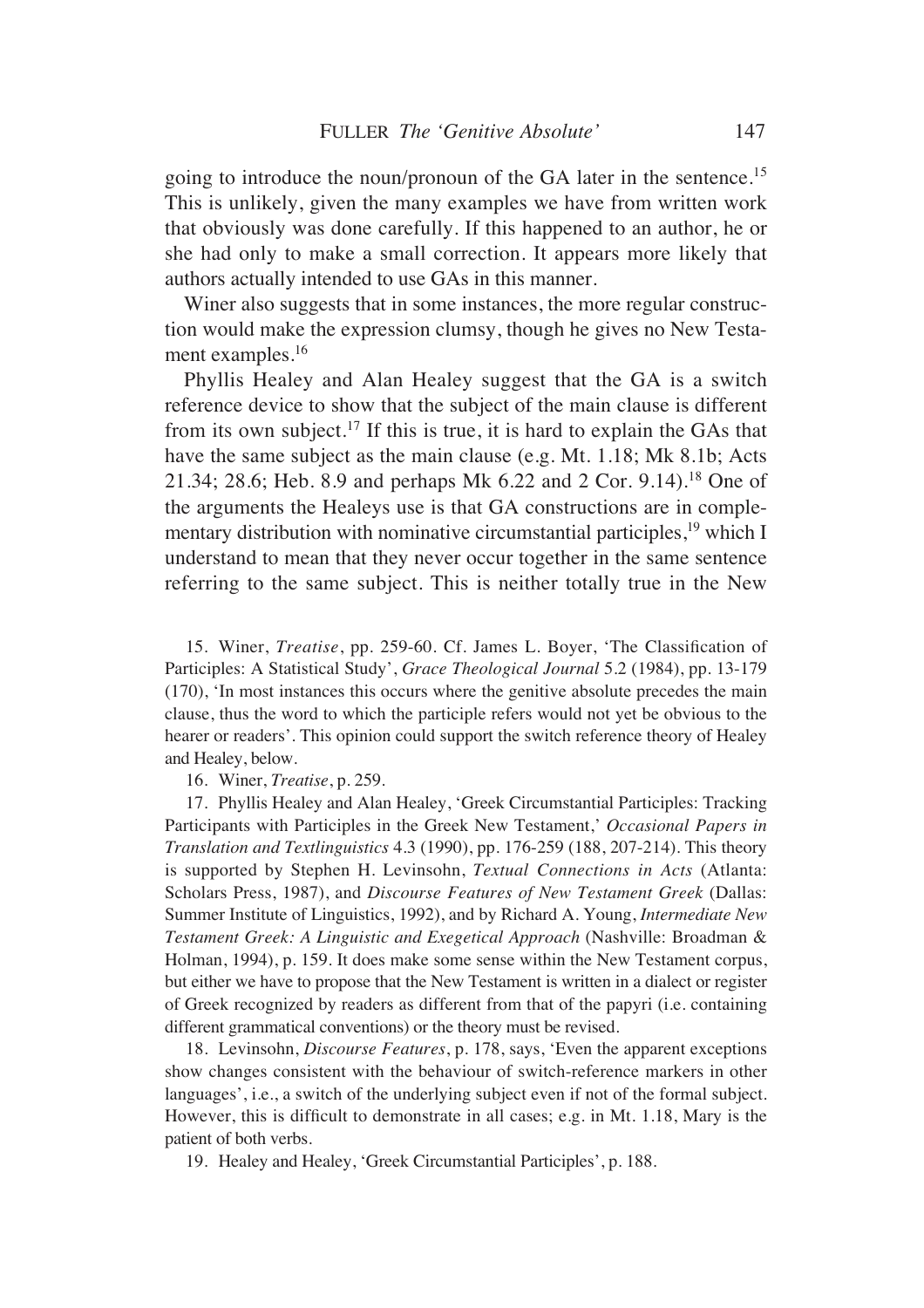going to introduce the noun/pronoun of the GA later in the sentence.[15] This is unlikely, given the many examples we have from written work that obviously was done carefully. If this happened to an author, he or she had only to make a small correction. It appears more likely that authors actually intended to use GAs in this manner.

Winer also suggests that in some instances, the more regular construction would make the expression clumsy, though he gives no New Testament examples.[16]

Phyllis Healey and Alan Healey suggest that the GA is a switch reference device to show that the subject of the main clause is different from its own subject.[17] If this is true, it is hard to explain the GAs that have the same subject as the main clause (e.g. Mt. 1.18; Mk 8.1b; Acts 21.34; 28.6; Heb. 8.9 and perhaps Mk 6.22 and 2 Cor. 9.14).[18] One of the arguments the Healeys use is that GA constructions are in complementary distribution with nominative circumstantial participles,[19] which I understand to mean that they never occur together in the same sentence referring to the same subject. This is neither totally true in the New

15. Winer, *Treatise*, pp. 259-60. Cf. James L. Boyer, 'The Classification of Participles: A Statistical Study', *Grace Theological Journal* 5.2 (1984), pp. 13-179 (170), 'In most instances this occurs where the genitive absolute precedes the main clause, thus the word to which the participle refers would not yet be obvious to the hearer or readers'. This opinion could support the switch reference theory of Healey and Healey, below.

16. Winer, *Treatise*, p. 259.

17. Phyllis Healey and Alan Healey, 'Greek Circumstantial Participles: Tracking Participants with Participles in the Greek New Testament,' *Occasional Papers in Translation and Textlinguistics* 4.3 (1990), pp. 176-259 (188, 207-214). This theory is supported by Stephen H. Levinsohn, *Textual Connections in Acts* (Atlanta: Scholars Press, 1987), and *Discourse Features of New Testament Greek* (Dallas: Summer Institute of Linguistics, 1992), and by Richard A. Young, *Intermediate New Testament Greek: A Linguistic and Exegetical Approach* (Nashville: Broadman & Holman, 1994), p. 159. It does make some sense within the New Testament corpus, but either we have to propose that the New Testament is written in a dialect or register of Greek recognized by readers as different from that of the papyri (i.e. containing different grammatical conventions) or the theory must be revised.

18. Levinsohn, *Discourse Features*, p. 178, says, 'Even the apparent exceptions show changes consistent with the behaviour of switch-reference markers in other languages', i.e., a switch of the underlying subject even if not of the formal subject. However, this is difficult to demonstrate in all cases; e.g. in Mt. 1.18, Mary is the patient of both verbs.

19. Healey and Healey, 'Greek Circumstantial Participles', p. 188.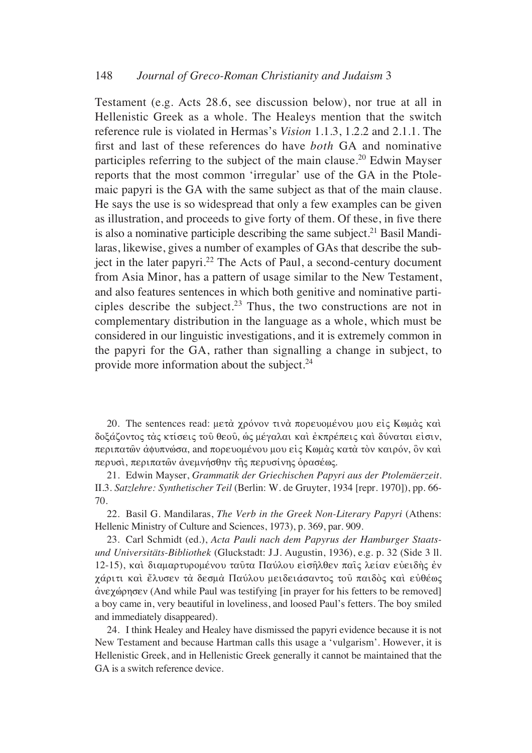Testament (e.g. Acts 28.6, see discussion below), nor true at all in Hellenistic Greek as a whole. The Healeys mention that the switch reference rule is violated in Hermas's *Vision* 1.1.3, 1.2.2 and 2.1.1. The first and last of these references do have *both* GA and nominative participles referring to the subject of the main clause.[20] Edwin Mayser reports that the most common 'irregular' use of the GA in the Ptolemaic papyri is the GA with the same subject as that of the main clause. He says the use is so widespread that only a few examples can be given as illustration, and proceeds to give forty of them. Of these, in five there is also a nominative participle describing the same subject.[21] Basil Mandilaras, likewise, gives a number of examples of GAs that describe the subject in the later papyri.[22] The Acts of Paul, a second-century document from Asia Minor, has a pattern of usage similar to the New Testament, and also features sentences in which both genitive and nominative participles describe the subject.[23] Thus, the two constructions are not in complementary distribution in the language as a whole, which must be considered in our linguistic investigations, and it is extremely common in the papyri for the GA, rather than signalling a change in subject, to provide more information about the subject.[24]

20. The sentences read: μετὰ χρόνον τινὰ πορευομένου μου εἰς Κωμὰς καὶ δοξάζοντος τὰς κτίσεις τοῦ θεοῦ, ὡς μέγαλαι καὶ ἐκπρέπεις καὶ δύναται εἰσιν, περιπατῶν ἀφυπνώσα, and πορευομένου μου εἰς Κωμὰς κατὰ τὸν καιρόν, ὃν καὶ περυσὶ, περιπατῶν ἀνεμνήσθην τῆς περυσίνης ὁρασέως.

21. Edwin Mayser, *Grammatik der Griechischen Papyri aus der Ptolemäerzeit*. II.3. *Satzlehre: Synthetischer Teil* (Berlin: W. de Gruyter, 1934 [repr. 1970]), pp. 66-70.

22. Basil G. Mandilaras, *The Verb in the Greek Non-Literary Papyri* (Athens: Hellenic Ministry of Culture and Sciences, 1973), p. 369, par. 909.

23. Carl Schmidt (ed.), *Acta Pauli nach dem Papyrus der Hamburger Staats- und Universitäts-Bibliothek* (Gluckstadt: J.J. Augustin, 1936), e.g. p. 32 (Side 3 ll. 12-15), καὶ διαμαρτυρομένου ταῦτα Παύλου εἰσῆλθεν παῖς λείαν εὐειδὴς ἐν χάριτι καὶ ἔλυσεν τὰ δεσμὰ Παύλου μειδειάσαντος τοῦ παιδὸς καὶ εὐθέως ἀνεχώρησεν (And while Paul was testifying [in prayer for his fetters to be removed] a boy came in, very beautiful in loveliness, and loosed Paul's fetters. The boy smiled and immediately disappeared).

24. I think Healey and Healey have dismissed the papyri evidence because it is not New Testament and because Hartman calls this usage a 'vulgarism'. However, it is Hellenistic Greek, and in Hellenistic Greek generally it cannot be maintained that the GA is a switch reference device.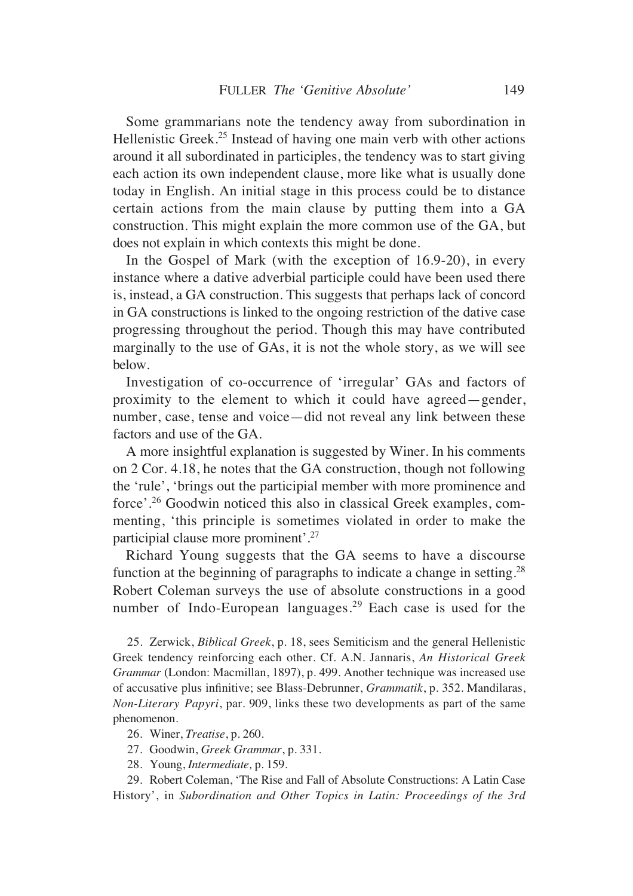Some grammarians note the tendency away from subordination in Hellenistic Greek.[25] Instead of having one main verb with other actions around it all subordinated in participles, the tendency was to start giving each action its own independent clause, more like what is usually done today in English. An initial stage in this process could be to distance certain actions from the main clause by putting them into a GA construction. This might explain the more common use of the GA, but does not explain in which contexts this might be done.

In the Gospel of Mark (with the exception of 16.9-20), in every instance where a dative adverbial participle could have been used there is, instead, a GA construction. This suggests that perhaps lack of concord in GA constructions is linked to the ongoing restriction of the dative case progressing throughout the period. Though this may have contributed marginally to the use of GAs, it is not the whole story, as we will see below.

Investigation of co-occurrence of 'irregular' GAs and factors of proximity to the element to which it could have agreed—gender, number, case, tense and voice—did not reveal any link between these factors and use of the GA.

A more insightful explanation is suggested by Winer. In his comments on 2 Cor. 4.18, he notes that the GA construction, though not following the 'rule', 'brings out the participial member with more prominence and force'.[26] Goodwin noticed this also in classical Greek examples, commenting, 'this principle is sometimes violated in order to make the participial clause more prominent'.[27]

Richard Young suggests that the GA seems to have a discourse function at the beginning of paragraphs to indicate a change in setting.[28] Robert Coleman surveys the use of absolute constructions in a good number of Indo-European languages.[29] Each case is used for the

25. Zerwick, *Biblical Greek*, p. 18, sees Semiticism and the general Hellenistic Greek tendency reinforcing each other. Cf. A.N. Jannaris, *An Historical Greek Grammar* (London: Macmillan, 1897), p. 499. Another technique was increased use of accusative plus infinitive; see Blass-Debrunner, *Grammatik*, p. 352. Mandilaras, *Non-Literary Papyri*, par. 909, links these two developments as part of the same phenomenon.

26. Winer, *Treatise*, p. 260.

27. Goodwin, *Greek Grammar*, p. 331.

28. Young, *Intermediate*, p. 159.

29. Robert Coleman, 'The Rise and Fall of Absolute Constructions: A Latin Case History', in *Subordination and Other Topics in Latin: Proceedings of the 3rd*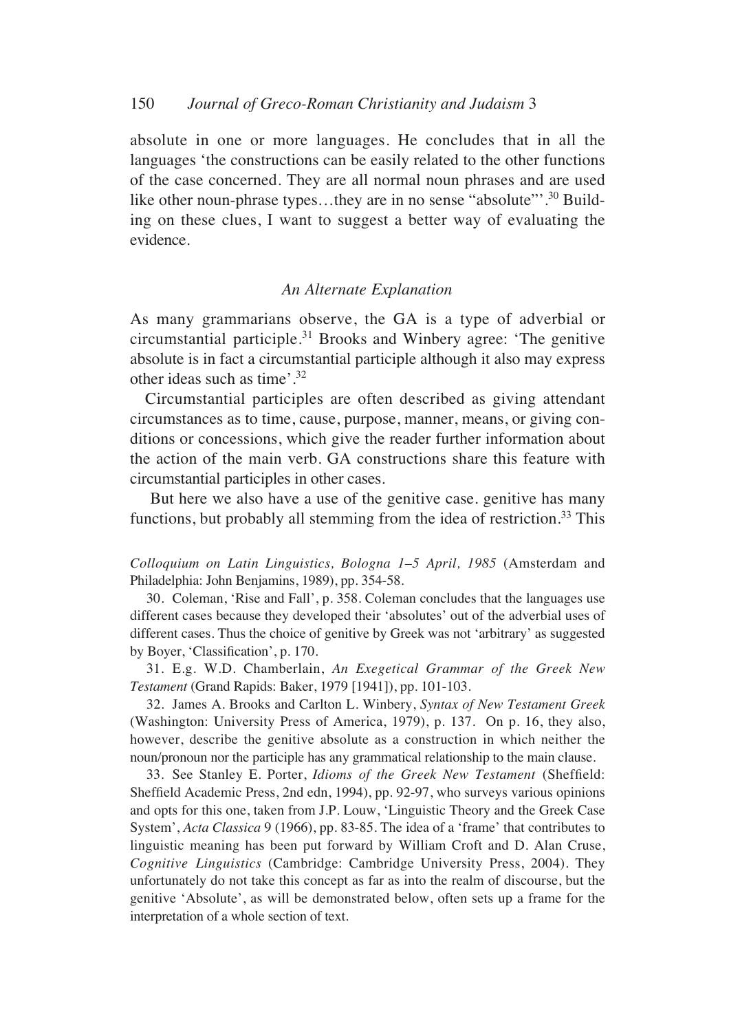absolute in one or more languages. He concludes that in all the languages 'the constructions can be easily related to the other functions of the case concerned. They are all normal noun phrases and are used like other noun-phrase types…they are in no sense "absolute"'.[30] Building on these clues, I want to suggest a better way of evaluating the evidence.

### *An Alternate Explanation*

As many grammarians observe, the GA is a type of adverbial or circumstantial participle.[31] Brooks and Winbery agree: 'The genitive absolute is in fact a circumstantial participle although it also may express other ideas such as time'.[32]

Circumstantial participles are often described as giving attendant circumstances as to time, cause, purpose, manner, means, or giving conditions or concessions, which give the reader further information about the action of the main verb. GA constructions share this feature with circumstantial participles in other cases.

But here we also have a use of the genitive case. genitive has many functions, but probably all stemming from the idea of restriction.[33] This

*Colloquium on Latin Linguistics, Bologna 1–5 April, 1985* (Amsterdam and Philadelphia: John Benjamins, 1989), pp. 354-58.

30. Coleman, 'Rise and Fall', p. 358. Coleman concludes that the languages use different cases because they developed their 'absolutes' out of the adverbial uses of different cases. Thus the choice of genitive by Greek was not 'arbitrary' as suggested by Boyer, 'Classification', p. 170.

31. E.g. W.D. Chamberlain, *An Exegetical Grammar of the Greek New Testament* (Grand Rapids: Baker, 1979 [1941]), pp. 101-103.

32. James A. Brooks and Carlton L. Winbery, *Syntax of New Testament Greek* (Washington: University Press of America, 1979), p. 137. On p. 16, they also, however, describe the genitive absolute as a construction in which neither the noun/pronoun nor the participle has any grammatical relationship to the main clause.

33. See Stanley E. Porter, *Idioms of the Greek New Testament* (Sheffield: Sheffield Academic Press, 2nd edn, 1994), pp. 92-97, who surveys various opinions and opts for this one, taken from J.P. Louw, 'Linguistic Theory and the Greek Case System', *Acta Classica* 9 (1966), pp. 83-85. The idea of a 'frame' that contributes to linguistic meaning has been put forward by William Croft and D. Alan Cruse, *Cognitive Linguistics* (Cambridge: Cambridge University Press, 2004). They unfortunately do not take this concept as far as into the realm of discourse, but the genitive 'Absolute', as will be demonstrated below, often sets up a frame for the interpretation of a whole section of text.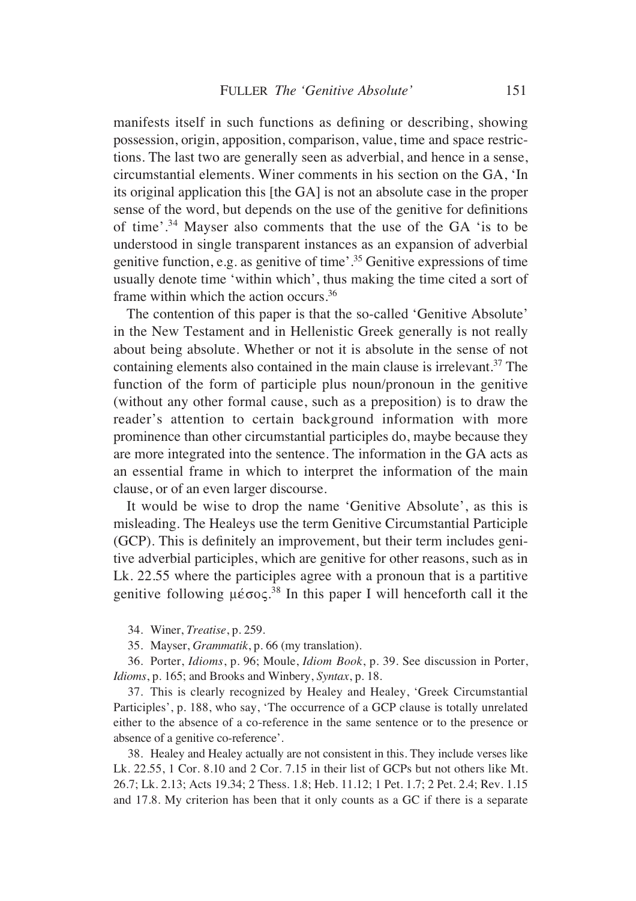manifests itself in such functions as defining or describing, showing possession, origin, apposition, comparison, value, time and space restrictions. The last two are generally seen as adverbial, and hence in a sense, circumstantial elements. Winer comments in his section on the GA, 'In its original application this [the GA] is not an absolute case in the proper sense of the word, but depends on the use of the genitive for definitions of time'.[34] Mayser also comments that the use of the GA 'is to be understood in single transparent instances as an expansion of adverbial genitive function, e.g. as genitive of time'.[35] Genitive expressions of time usually denote time 'within which', thus making the time cited a sort of frame within which the action occurs.[36]

The contention of this paper is that the so-called 'Genitive Absolute' in the New Testament and in Hellenistic Greek generally is not really about being absolute. Whether or not it is absolute in the sense of not containing elements also contained in the main clause is irrelevant.[37] The function of the form of participle plus noun/pronoun in the genitive (without any other formal cause, such as a preposition) is to draw the reader's attention to certain background information with more prominence than other circumstantial participles do, maybe because they are more integrated into the sentence. The information in the GA acts as an essential frame in which to interpret the information of the main clause, or of an even larger discourse.

It would be wise to drop the name 'Genitive Absolute', as this is misleading. The Healeys use the term Genitive Circumstantial Participle (GCP). This is definitely an improvement, but their term includes genitive adverbial participles, which are genitive for other reasons, such as in Lk. 22.55 where the participles agree with a pronoun that is a partitive genitive following μέσος.[38] In this paper I will henceforth call it the

34. Winer, *Treatise*, p. 259.

35. Mayser, *Grammatik*, p. 66 (my translation).

36. Porter, *Idioms*, p. 96; Moule, *Idiom Book*, p. 39. See discussion in Porter, *Idioms*, p. 165; and Brooks and Winbery, *Syntax*, p. 18.

37. This is clearly recognized by Healey and Healey, 'Greek Circumstantial Participles', p. 188, who say, 'The occurrence of a GCP clause is totally unrelated either to the absence of a co-reference in the same sentence or to the presence or absence of a genitive co-reference'.

38. Healey and Healey actually are not consistent in this. They include verses like Lk. 22.55, 1 Cor. 8.10 and 2 Cor. 7.15 in their list of GCPs but not others like Mt. 26.7; Lk. 2.13; Acts 19.34; 2 Thess. 1.8; Heb. 11.12; 1 Pet. 1.7; 2 Pet. 2.4; Rev. 1.15 and 17.8. My criterion has been that it only counts as a GC if there is a separate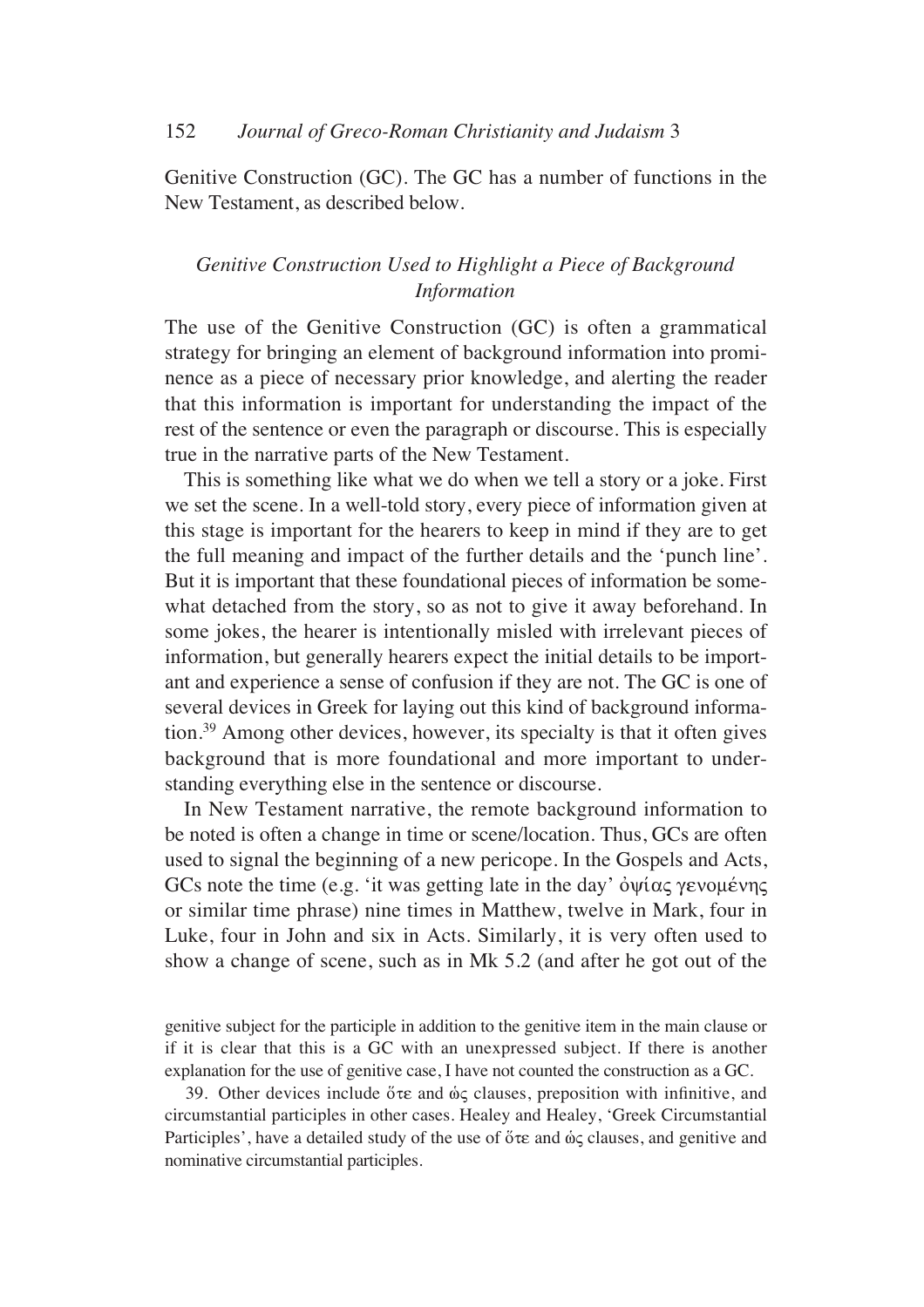Genitive Construction (GC). The GC has a number of functions in the New Testament, as described below.

### *Genitive Construction Used to Highlight a Piece of Background Information*

The use of the Genitive Construction (GC) is often a grammatical strategy for bringing an element of background information into prominence as a piece of necessary prior knowledge, and alerting the reader that this information is important for understanding the impact of the rest of the sentence or even the paragraph or discourse. This is especially true in the narrative parts of the New Testament.

This is something like what we do when we tell a story or a joke. First we set the scene. In a well-told story, every piece of information given at this stage is important for the hearers to keep in mind if they are to get the full meaning and impact of the further details and the 'punch line'. But it is important that these foundational pieces of information be somewhat detached from the story, so as not to give it away beforehand. In some jokes, the hearer is intentionally misled with irrelevant pieces of information, but generally hearers expect the initial details to be important and experience a sense of confusion if they are not. The GC is one of several devices in Greek for laying out this kind of background information.[39] Among other devices, however, its specialty is that it often gives background that is more foundational and more important to understanding everything else in the sentence or discourse.

In New Testament narrative, the remote background information to be noted is often a change in time or scene/location. Thus, GCs are often used to signal the beginning of a new pericope. In the Gospels and Acts, GCs note the time (e.g. 'it was getting late in the day' ὀψίας γενομένης or similar time phrase) nine times in Matthew, twelve in Mark, four in Luke, four in John and six in Acts. Similarly, it is very often used to show a change of scene, such as in Mk 5.2 (and after he got out of the

genitive subject for the participle in addition to the genitive item in the main clause or if it is clear that this is a GC with an unexpressed subject. If there is another explanation for the use of genitive case, I have not counted the construction as a GC.

39. Other devices include ὅτε and ὡς clauses, preposition with infinitive, and circumstantial participles in other cases. Healey and Healey, 'Greek Circumstantial Participles', have a detailed study of the use of ὅτε and ὡς clauses, and genitive and nominative circumstantial participles.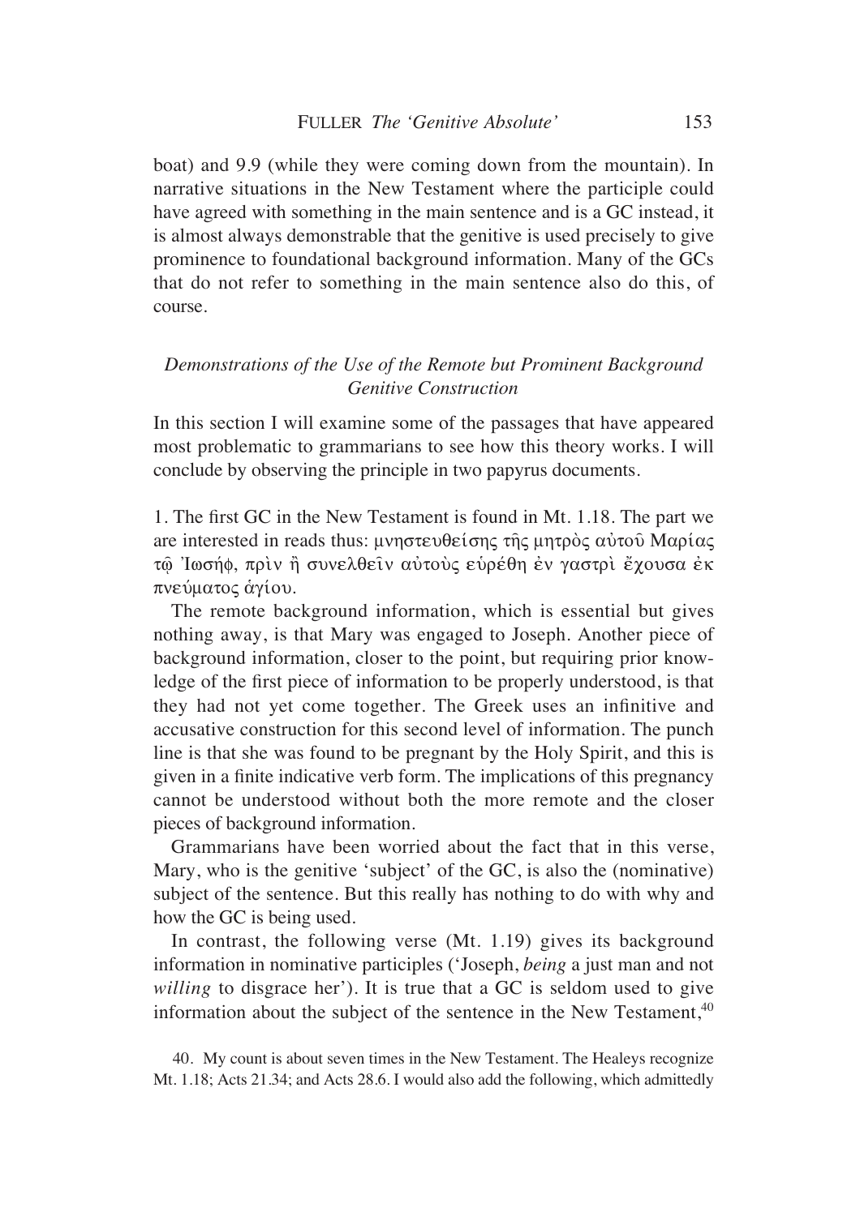boat) and 9.9 (while they were coming down from the mountain). In narrative situations in the New Testament where the participle could have agreed with something in the main sentence and is a GC instead, it is almost always demonstrable that the genitive is used precisely to give prominence to foundational background information. Many of the GCs that do not refer to something in the main sentence also do this, of course.

### *Demonstrations of the Use of the Remote but Prominent Background Genitive Construction*

In this section I will examine some of the passages that have appeared most problematic to grammarians to see how this theory works. I will conclude by observing the principle in two papyrus documents.

1. The first GC in the New Testament is found in Mt. 1.18. The part we are interested in reads thus: μνηστευθείσης τῆς μητρὸς αὐτοῦ Μαρίας τῷ Ἰωσήφ, πρὶν ἢ συνελθεῖν αὐτοὺς εὑρέθη ἐν γαστρὶ ἔχουσα ἐκ πνεύματος ἁγίου.

The remote background information, which is essential but gives nothing away, is that Mary was engaged to Joseph. Another piece of background information, closer to the point, but requiring prior knowledge of the first piece of information to be properly understood, is that they had not yet come together. The Greek uses an infinitive and accusative construction for this second level of information. The punch line is that she was found to be pregnant by the Holy Spirit, and this is given in a finite indicative verb form. The implications of this pregnancy cannot be understood without both the more remote and the closer pieces of background information.

Grammarians have been worried about the fact that in this verse, Mary, who is the genitive 'subject' of the GC, is also the (nominative) subject of the sentence. But this really has nothing to do with why and how the GC is being used.

In contrast, the following verse (Mt. 1.19) gives its background information in nominative participles ('Joseph, *being* a just man and not *willing* to disgrace her'). It is true that a GC is seldom used to give information about the subject of the sentence in the New Testament,[40]

40. My count is about seven times in the New Testament. The Healeys recognize Mt. 1.18; Acts 21.34; and Acts 28.6. I would also add the following, which admittedly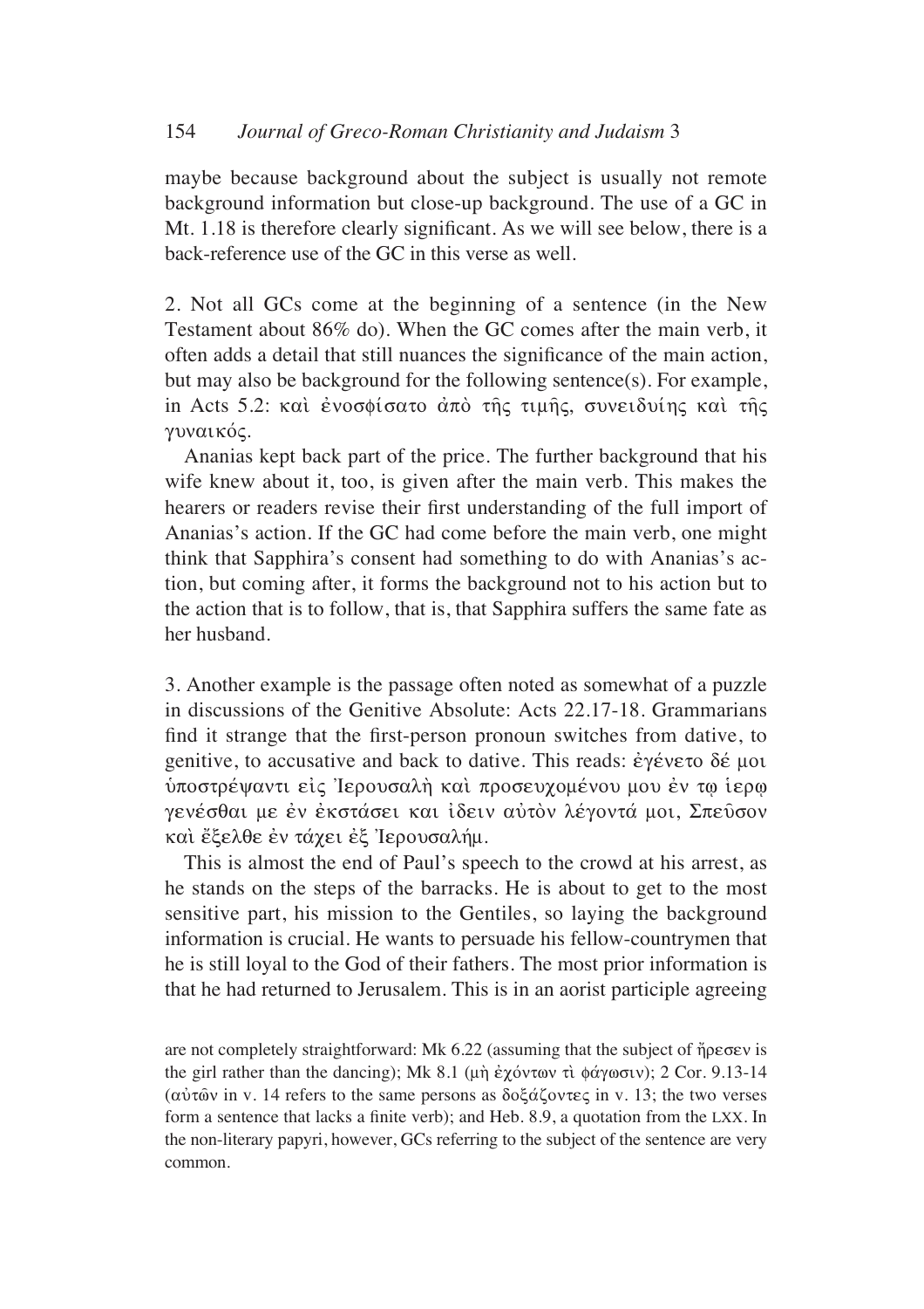maybe because background about the subject is usually not remote background information but close-up background. The use of a GC in Mt. 1.18 is therefore clearly significant. As we will see below, there is a back-reference use of the GC in this verse as well.

2. Not all GCs come at the beginning of a sentence (in the New Testament about 86% do). When the GC comes after the main verb, it often adds a detail that still nuances the significance of the main action, but may also be background for the following sentence(s). For example, in Acts 5.2: καὶ ἐνοσφίσατο ἀπὸ τῆς τιμῆς, συνειδυίης καὶ τῆς γυναικός.

Ananias kept back part of the price. The further background that his wife knew about it, too, is given after the main verb. This makes the hearers or readers revise their first understanding of the full import of Ananias's action. If the GC had come before the main verb, one might think that Sapphira's consent had something to do with Ananias's action, but coming after, it forms the background not to his action but to the action that is to follow, that is, that Sapphira suffers the same fate as her husband.

3. Another example is the passage often noted as somewhat of a puzzle in discussions of the Genitive Absolute: Acts 22.17-18. Grammarians find it strange that the first-person pronoun switches from dative, to genitive, to accusative and back to dative. This reads: ἐγένετο δέ μοι ὑποστρέψαντι εἰς Ἰερουσαλὴ καὶ προσευχομένου μου ἐν τῳ ἱερῳ γενέσθαι με ἐν ἐκστάσει και ἰδειν αὐτὸν λέγοντά μοι, Σπεῦσον καὶ ἔξελθε ἐν τάχει ἐξ Ἰερουσαλήμ.

This is almost the end of Paul's speech to the crowd at his arrest, as he stands on the steps of the barracks. He is about to get to the most sensitive part, his mission to the Gentiles, so laying the background information is crucial. He wants to persuade his fellow-countrymen that he is still loyal to the God of their fathers. The most prior information is that he had returned to Jerusalem. This is in an aorist participle agreeing

are not completely straightforward: Mk 6.22 (assuming that the subject of ἤρεσεν is the girl rather than the dancing); Mk 8.1 (μὴ ἐχόντων τὶ φάγωσιν); 2 Cor. 9.13-14 (αὐτῶν in v. 14 refers to the same persons as δοξάζοντες in v. 13; the two verses form a sentence that lacks a finite verb); and Heb. 8.9, a quotation from the LXX. In the non-literary papyri, however, GCs referring to the subject of the sentence are very common.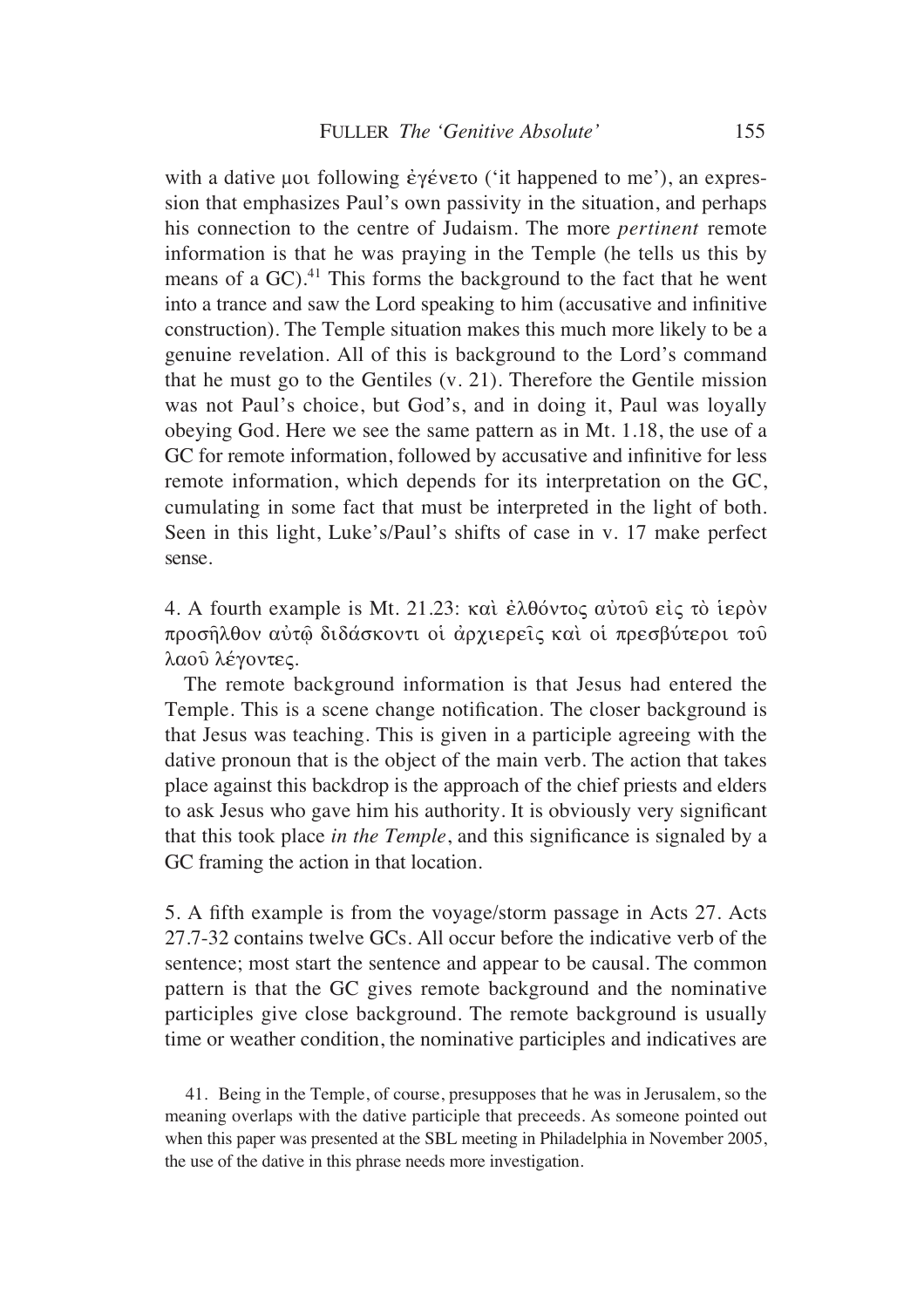with a dative μοι following ἐγένετο ('it happened to me'), an expression that emphasizes Paul's own passivity in the situation, and perhaps his connection to the centre of Judaism. The more *pertinent* remote information is that he was praying in the Temple (he tells us this by means of a GC).[41] This forms the background to the fact that he went into a trance and saw the Lord speaking to him (accusative and infinitive construction). The Temple situation makes this much more likely to be a genuine revelation. All of this is background to the Lord's command that he must go to the Gentiles (v. 21). Therefore the Gentile mission was not Paul's choice, but God's, and in doing it, Paul was loyally obeying God. Here we see the same pattern as in Mt. 1.18, the use of a GC for remote information, followed by accusative and infinitive for less remote information, which depends for its interpretation on the GC, cumulating in some fact that must be interpreted in the light of both. Seen in this light, Luke's/Paul's shifts of case in v. 17 make perfect sense.

4. A fourth example is Mt. 21.23: καὶ ἐλθόντος αὐτοῦ εἰς τὸ ἱερὸν προσῆλθον αὐτῷ διδάσκοντι οἱ ἀρχιερεῖς καὶ οἱ πρεσβύτεροι τοῦ λαοῦ λέγοντες.

The remote background information is that Jesus had entered the Temple. This is a scene change notification. The closer background is that Jesus was teaching. This is given in a participle agreeing with the dative pronoun that is the object of the main verb. The action that takes place against this backdrop is the approach of the chief priests and elders to ask Jesus who gave him his authority. It is obviously very significant that this took place *in the Temple*, and this significance is signaled by a GC framing the action in that location.

5. A fifth example is from the voyage/storm passage in Acts 27. Acts 27.7-32 contains twelve GCs. All occur before the indicative verb of the sentence; most start the sentence and appear to be causal. The common pattern is that the GC gives remote background and the nominative participles give close background. The remote background is usually time or weather condition, the nominative participles and indicatives are

41. Being in the Temple, of course, presupposes that he was in Jerusalem, so the meaning overlaps with the dative participle that preceeds. As someone pointed out when this paper was presented at the SBL meeting in Philadelphia in November 2005, the use of the dative in this phrase needs more investigation.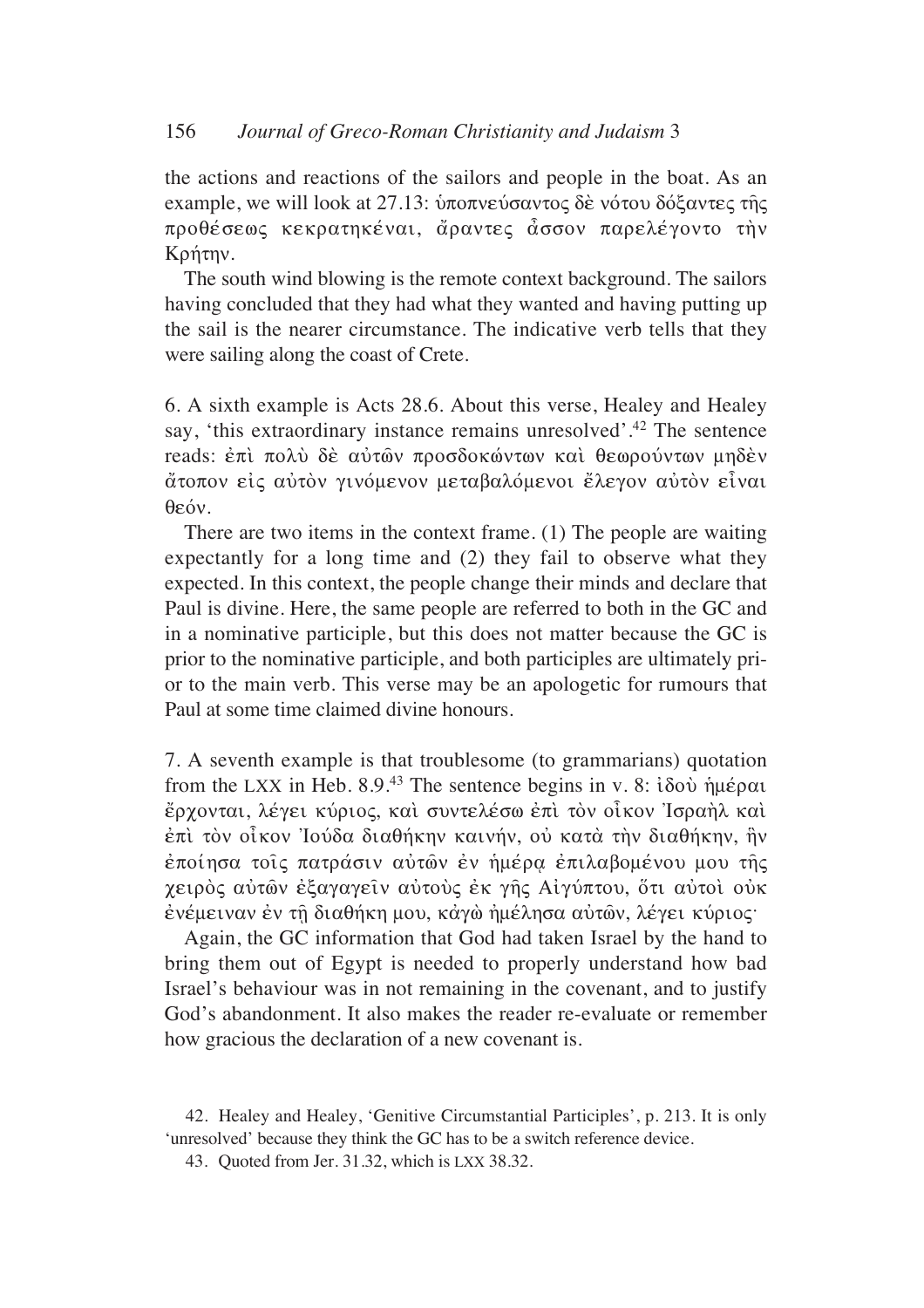the actions and reactions of the sailors and people in the boat. As an example, we will look at 27.13: ὑποπνεύσαντος δὲ νότου δόξαντες τῆς προθέσεως κεκρατηκέναι, ἄραντες ἆσσον παρελέγοντο τὴν Κρήτην.

The south wind blowing is the remote context background. The sailors having concluded that they had what they wanted and having putting up the sail is the nearer circumstance. The indicative verb tells that they were sailing along the coast of Crete.

6. A sixth example is Acts 28.6. About this verse, Healey and Healey say, 'this extraordinary instance remains unresolved'.[42] The sentence reads: ἐπὶ πολὺ δὲ αὐτῶν προσδοκώντων καὶ θεωρούντων μηδὲν ἄτοπον εἰς αὐτὸν γινόμενον μεταβαλόμενοι ἔλεγον αὐτὸν εἶναι θεόν.

There are two items in the context frame. (1) The people are waiting expectantly for a long time and (2) they fail to observe what they expected. In this context, the people change their minds and declare that Paul is divine. Here, the same people are referred to both in the GC and in a nominative participle, but this does not matter because the GC is prior to the nominative participle, and both participles are ultimately prior to the main verb. This verse may be an apologetic for rumours that Paul at some time claimed divine honours.

7. A seventh example is that troublesome (to grammarians) quotation from the LXX in Heb. 8.9.[43] The sentence begins in v. 8: ἰδοὺ ἡμέραι ἔρχονται, λέγει κύριος, καὶ συντελέσω ἐπὶ τὸν οἶκον Ἰσραὴλ καὶ ἐπὶ τὸν οἶκον Ἰούδα διαθήκην καινήν, οὐ κατὰ τὴν διαθήκην, ἣν ἐποίησα τοῖς πατράσιν αὐτῶν ἐν ἡμέρᾳ ἐπιλαβομένου μου τῆς χειρὸς αὐτῶν ἐξαγαγεῖν αὐτοὺς ἐκ γῆς Αἰγύπτου, ὅτι αὐτοὶ οὐκ ἐνέμειναν ἐν τῇ διαθήκῃ μου, κἀγὼ ἠμέλησα αὐτῶν, λέγει κύριος·

Again, the GC information that God had taken Israel by the hand to bring them out of Egypt is needed to properly understand how bad Israel's behaviour was in not remaining in the covenant, and to justify God's abandonment. It also makes the reader re-evaluate or remember how gracious the declaration of a new covenant is.

42. Healey and Healey, 'Genitive Circumstantial Participles', p. 213. It is only 'unresolved' because they think the GC has to be a switch reference device.

43. Quoted from Jer. 31.32, which is LXX 38.32.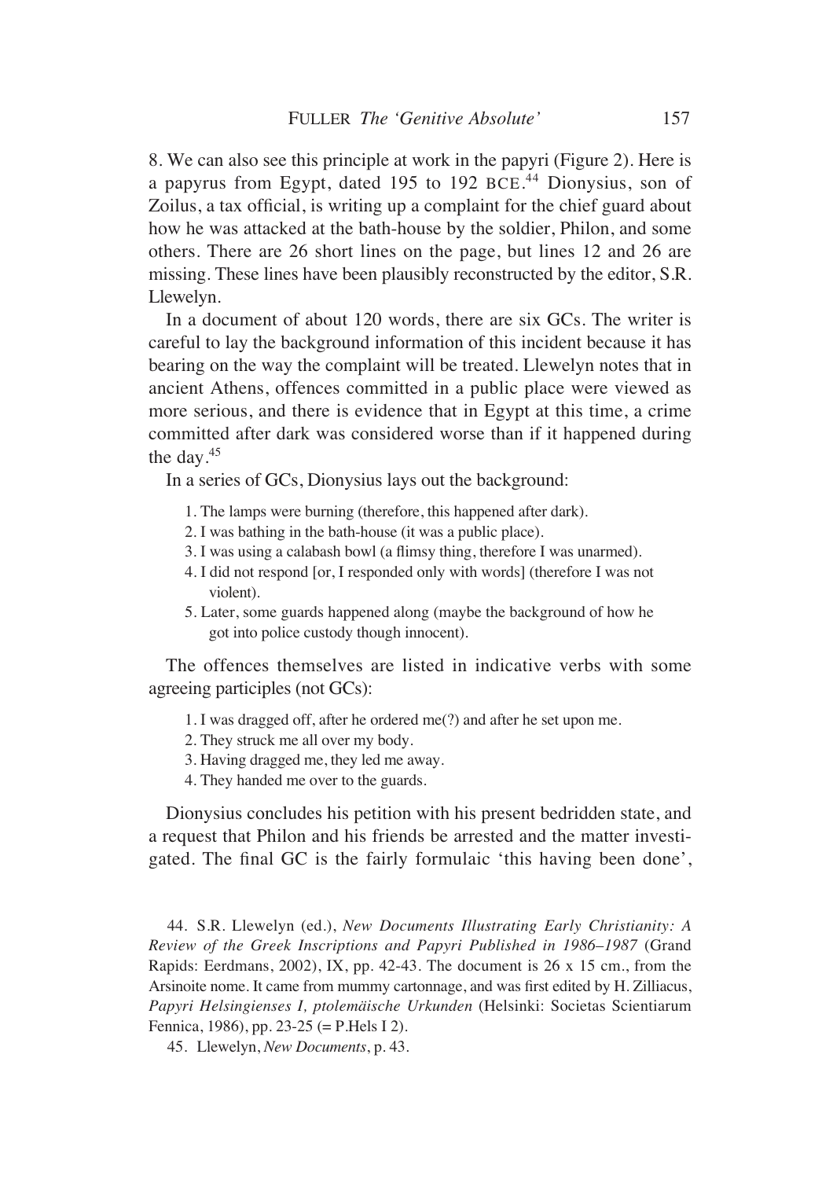8. We can also see this principle at work in the papyri (Figure 2). Here is a papyrus from Egypt, dated 195 to 192 BCE.[44] Dionysius, son of Zoilus, a tax official, is writing up a complaint for the chief guard about how he was attacked at the bath-house by the soldier, Philon, and some others. There are 26 short lines on the page, but lines 12 and 26 are missing. These lines have been plausibly reconstructed by the editor, S.R. Llewelyn.

In a document of about 120 words, there are six GCs. The writer is careful to lay the background information of this incident because it has bearing on the way the complaint will be treated. Llewelyn notes that in ancient Athens, offences committed in a public place were viewed as more serious, and there is evidence that in Egypt at this time, a crime committed after dark was considered worse than if it happened during the day.[45]

In a series of GCs, Dionysius lays out the background:

1. The lamps were burning (therefore, this happened after dark).
2. I was bathing in the bath-house (it was a public place).
3. I was using a calabash bowl (a flimsy thing, therefore I was unarmed).
4. I did not respond [or, I responded only with words] (therefore I was not violent).
5. Later, some guards happened along (maybe the background of how he got into police custody though innocent).

The offences themselves are listed in indicative verbs with some agreeing participles (not GCs):

1. I was dragged off, after he ordered me(?) and after he set upon me.
2. They struck me all over my body.
3. Having dragged me, they led me away.
4. They handed me over to the guards.

Dionysius concludes his petition with his present bedridden state, and a request that Philon and his friends be arrested and the matter investigated. The final GC is the fairly formulaic 'this having been done',

44. S.R. Llewelyn (ed.), *New Documents Illustrating Early Christianity: A Review of the Greek Inscriptions and Papyri Published in 1986–1987* (Grand Rapids: Eerdmans, 2002), IX, pp. 42-43. The document is 26 x 15 cm., from the Arsinoite nome. It came from mummy cartonnage, and was first edited by H. Zilliacus, *Papyri Helsingienses I, ptolemäische Urkunden* (Helsinki: Societas Scientiarum Fennica, 1986), pp. 23-25 (= P.Hels I 2).

45. Llewelyn, *New Documents*, p. 43.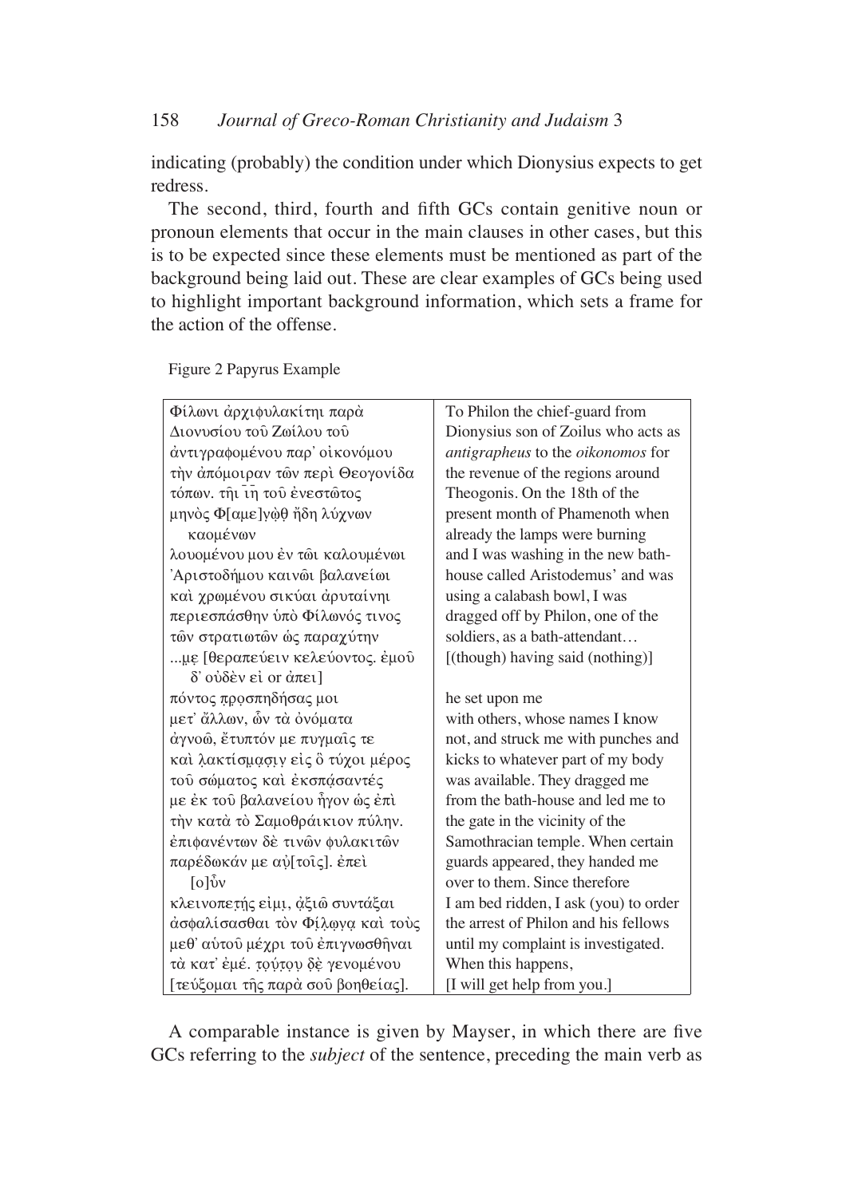indicating (probably) the condition under which Dionysius expects to get redress.

The second, third, fourth and fifth GCs contain genitive noun or pronoun elements that occur in the main clauses in other cases, but this is to be expected since these elements must be mentioned as part of the background being laid out. These are clear examples of GCs being used to highlight important background information, which sets a frame for the action of the offense.

Figure 2 Papyrus Example

| | |
|---|---|
| Φίλωνι ἀρχιφυλακίτηι παρὰ | To Philon the chief-guard from |
| Διονυσίου τοῦ Ζωίλου τοῦ | Dionysius son of Zoilus who acts as |
| ἀντιγραφομένου παρ᾽ οἰκονόμου | *antigrapheus* to the *oikonomos* for |
| τὴν ἀπόμοιραν τῶν περὶ Θεογονίδα | the revenue of the regions around |
| τόπων. τῆι ῑη̄ τοῦ ἐνεστῶτος | Theogonis. On the 18th of the |
| μηνὸς Φ[αμε]νὼθ ἤδη λύχνων καομένων | present month of Phamenoth when already the lamps were burning |
| λουομένου μου ἐν τῶι καλουμένωι | and I was washing in the new bath- |
| Ἀριστοδήμου καινῶι βαλανείωι | house called Aristodemus' and was |
| καὶ χρωμένου σικύαι ἀρυταίνηι | using a calabash bowl, I was |
| περιεσπάσθην ὑπὸ Φίλωνός τινος | dragged off by Philon, one of the |
| τῶν στρατιωτῶν ὡς παραχύτην | soldiers, as a bath-attendant… |
| ...με [θεραπεύειν κελεύοντος. ἐμοῦ δ᾽ οὐδὲν εἰ or ἀπει] | [(though) having said (nothing)] |
| πόντος προσπηδήσας μοι | he set upon me |
| μετ᾽ ἄλλων, ὧν τὰ ὀνόματα | with others, whose names I know |
| ἀγνοῶ, ἔτυπτόν με πυγμαῖς τε | not, and struck me with punches and |
| καὶ λακτίσμασιν εἰς ὃ τύχοι μέρος | kicks to whatever part of my body |
| τοῦ σώματος καὶ ἐκσπάσαντές | was available. They dragged me |
| με ἐκ τοῦ βαλανείου ἦγον ὡς ἐπὶ | from the bath-house and led me to |
| τὴν κατὰ τὸ Σαμοθράικιον πύλην. | the gate in the vicinity of the |
| ἐπιφανέντων δὲ τινῶν φυλακιτῶν | Samothracian temple. When certain |
| παρέδωκάν με αὐ[τοῖς]. ἐπεὶ [ο]ὖν | guards appeared, they handed me over to them. Since therefore |
| κλεινοπετής εἰμι, ἀξιῶ συντάξαι | I am bed ridden, I ask (you) to order |
| ἀσφαλίσασθαι τὸν Φίλωνα καὶ τοὺς | the arrest of Philon and his fellows |
| μεθ᾽ αὐτοῦ μέχρι τοῦ ἐπιγνωσθῆναι | until my complaint is investigated. |
| τὰ κατ᾽ ἐμέ. τούτου δὲ γενομένου | When this happens, |
| [τεύξομαι τῆς παρὰ σοῦ βοηθείας]. | [I will get help from you.] |

A comparable instance is given by Mayser, in which there are five GCs referring to the *subject* of the sentence, preceding the main verb as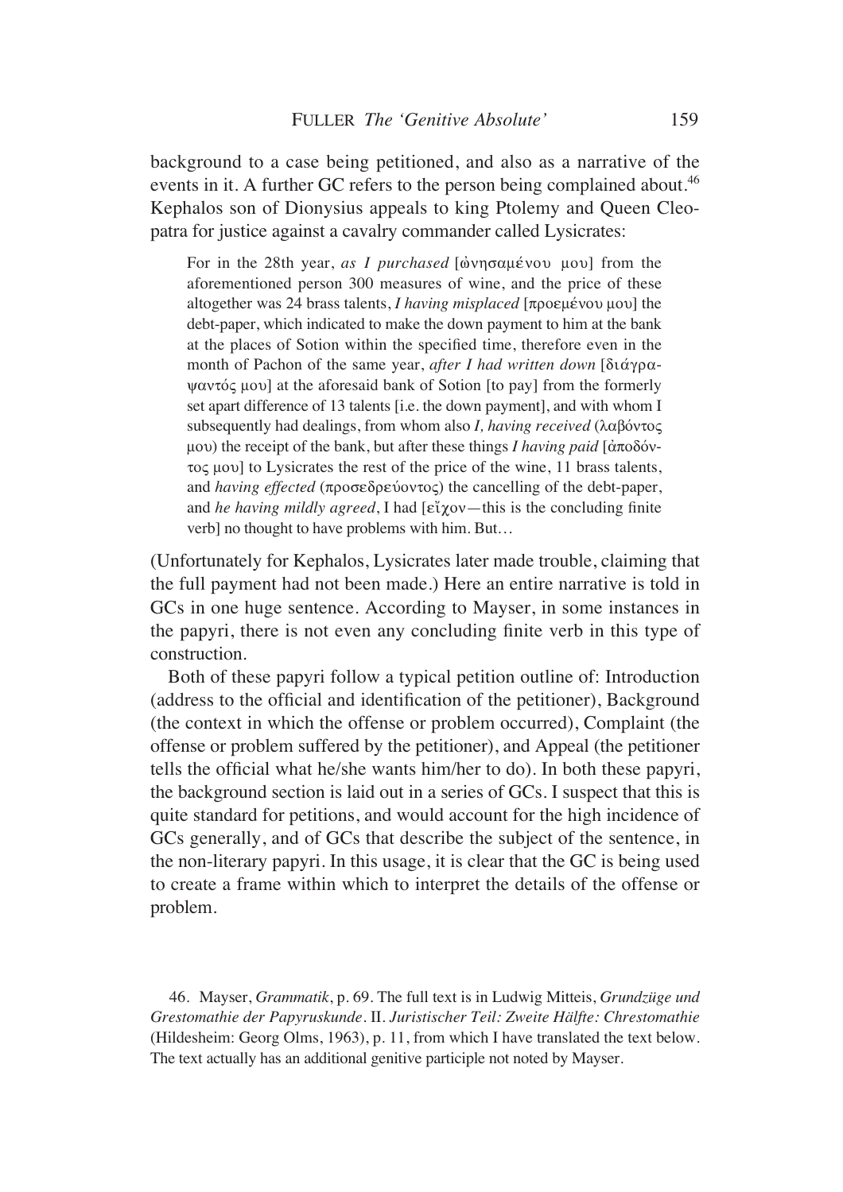background to a case being petitioned, and also as a narrative of the events in it. A further GC refers to the person being complained about.[46] Kephalos son of Dionysius appeals to king Ptolemy and Queen Cleopatra for justice against a cavalry commander called Lysicrates:

> For in the 28th year, *as I purchased* [ὠνησαμένου μου] from the aforementioned person 300 measures of wine, and the price of these altogether was 24 brass talents, *I having misplaced* [προεμένου μου] the debt-paper, which indicated to make the down payment to him at the bank at the places of Sotion within the specified time, therefore even in the month of Pachon of the same year, *after I had written down* [διάγραψαντός μου] at the aforesaid bank of Sotion [to pay] from the formerly set apart difference of 13 talents [i.e. the down payment], and with whom I subsequently had dealings, from whom also *I, having received* (λαβόντος μου) the receipt of the bank, but after these things *I having paid* [ἀποδόντος μου] to Lysicrates the rest of the price of the wine, 11 brass talents, and *having effected* (προσεδρεύοντος) the cancelling of the debt-paper, and *he having mildly agreed*, I had [εἶχον—this is the concluding finite verb] no thought to have problems with him. But…

(Unfortunately for Kephalos, Lysicrates later made trouble, claiming that the full payment had not been made.) Here an entire narrative is told in GCs in one huge sentence. According to Mayser, in some instances in the papyri, there is not even any concluding finite verb in this type of construction.

Both of these papyri follow a typical petition outline of: Introduction (address to the official and identification of the petitioner), Background (the context in which the offense or problem occurred), Complaint (the offense or problem suffered by the petitioner), and Appeal (the petitioner tells the official what he/she wants him/her to do). In both these papyri, the background section is laid out in a series of GCs. I suspect that this is quite standard for petitions, and would account for the high incidence of GCs generally, and of GCs that describe the subject of the sentence, in the non-literary papyri. In this usage, it is clear that the GC is being used to create a frame within which to interpret the details of the offense or problem.

46. Mayser, *Grammatik*, p. 69. The full text is in Ludwig Mitteis, *Grundzüge und Grestomathie der Papyruskunde*. II. *Juristischer Teil: Zweite Hälfte: Chrestomathie* (Hildesheim: Georg Olms, 1963), p. 11, from which I have translated the text below. The text actually has an additional genitive participle not noted by Mayser.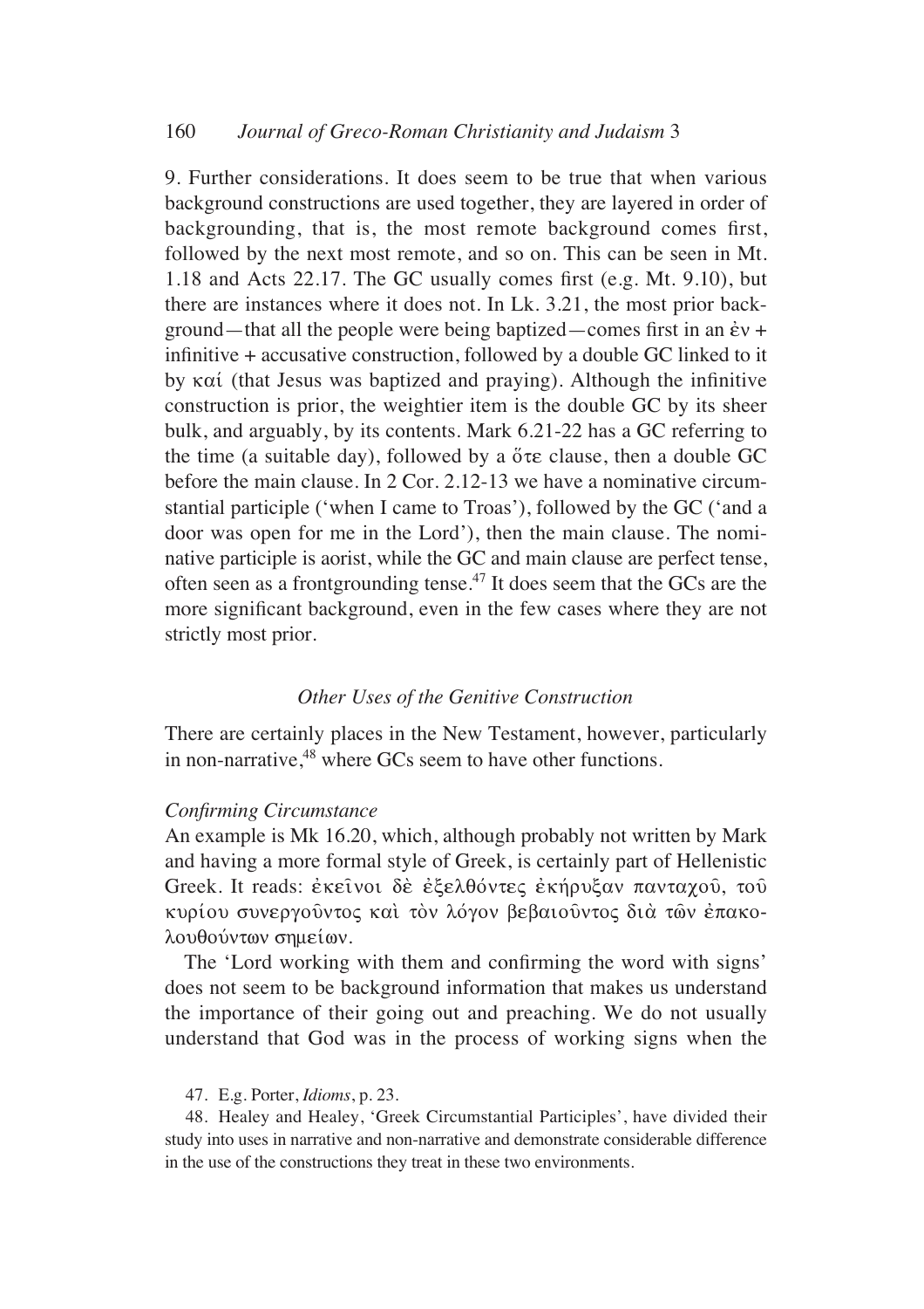9. Further considerations. It does seem to be true that when various background constructions are used together, they are layered in order of backgrounding, that is, the most remote background comes first, followed by the next most remote, and so on. This can be seen in Mt. 1.18 and Acts 22.17. The GC usually comes first (e.g. Mt. 9.10), but there are instances where it does not. In Lk. 3.21, the most prior background—that all the people were being baptized—comes first in an ἐν + infinitive + accusative construction, followed by a double GC linked to it by καί (that Jesus was baptized and praying). Although the infinitive construction is prior, the weightier item is the double GC by its sheer bulk, and arguably, by its contents. Mark 6.21-22 has a GC referring to the time (a suitable day), followed by a ὅτε clause, then a double GC before the main clause. In 2 Cor. 2.12-13 we have a nominative circumstantial participle ('when I came to Troas'), followed by the GC ('and a door was open for me in the Lord'), then the main clause. The nominative participle is aorist, while the GC and main clause are perfect tense, often seen as a frontgrounding tense.[47] It does seem that the GCs are the more significant background, even in the few cases where they are not strictly most prior.

### *Other Uses of the Genitive Construction*

There are certainly places in the New Testament, however, particularly in non-narrative,[48] where GCs seem to have other functions.

#### *Confirming Circumstance*

An example is Mk 16.20, which, although probably not written by Mark and having a more formal style of Greek, is certainly part of Hellenistic Greek. It reads: ἐκεῖνοι δὲ ἐξελθόντες ἐκήρυξαν πανταχοῦ, τοῦ κυρίου συνεργοῦντος καὶ τὸν λόγον βεβαιοῦντος διὰ τῶν ἐπακολουθούντων σημείων.

The 'Lord working with them and confirming the word with signs' does not seem to be background information that makes us understand the importance of their going out and preaching. We do not usually understand that God was in the process of working signs when the

47. E.g. Porter, *Idioms*, p. 23.

48. Healey and Healey, 'Greek Circumstantial Participles', have divided their study into uses in narrative and non-narrative and demonstrate considerable difference in the use of the constructions they treat in these two environments.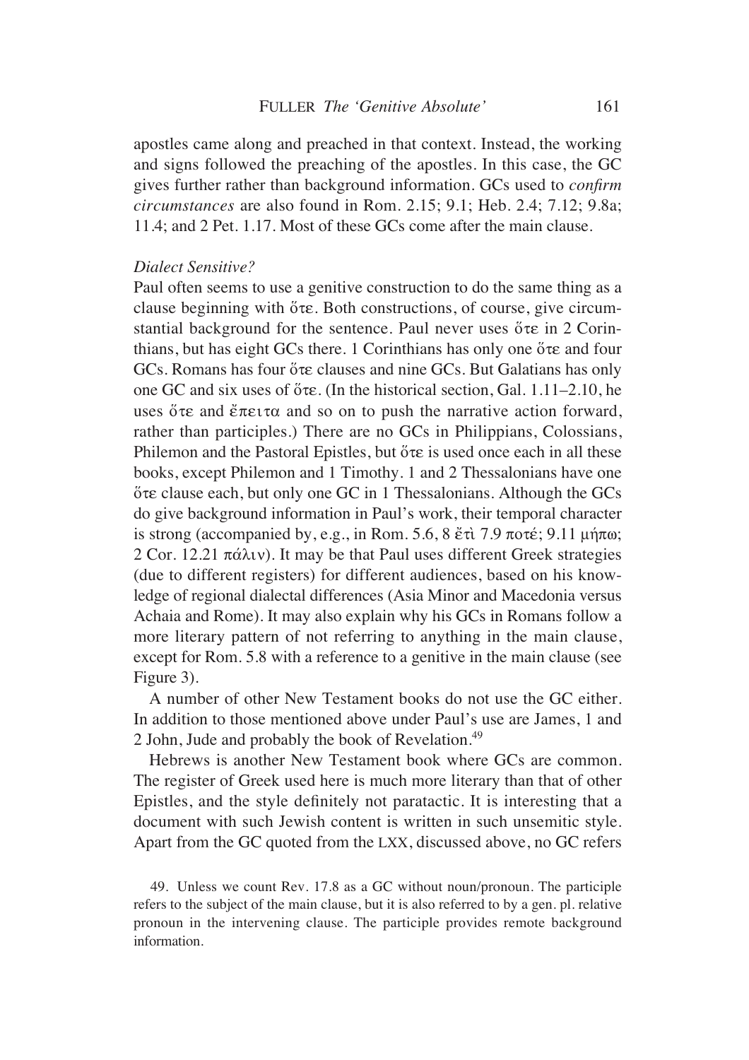apostles came along and preached in that context. Instead, the working and signs followed the preaching of the apostles. In this case, the GC gives further rather than background information. GCs used to *confirm circumstances* are also found in Rom. 2.15; 9.1; Heb. 2.4; 7.12; 9.8a; 11.4; and 2 Pet. 1.17. Most of these GCs come after the main clause.

*Dialect Sensitive?*

Paul often seems to use a genitive construction to do the same thing as a clause beginning with ὅτε. Both constructions, of course, give circumstantial background for the sentence. Paul never uses ὅτε in 2 Corinthians, but has eight GCs there. 1 Corinthians has only one ὅτε and four GCs. Romans has four ὅτε clauses and nine GCs. But Galatians has only one GC and six uses of ὅτε. (In the historical section, Gal. 1.11–2.10, he uses ὅτε and ἔπειτα and so on to push the narrative action forward, rather than participles.) There are no GCs in Philippians, Colossians, Philemon and the Pastoral Epistles, but ὅτε is used once each in all these books, except Philemon and 1 Timothy. 1 and 2 Thessalonians have one ὅτε clause each, but only one GC in 1 Thessalonians. Although the GCs do give background information in Paul's work, their temporal character is strong (accompanied by, e.g., in Rom. 5.6, 8 ἔτι 7.9 ποτέ; 9.11 μήπω; 2 Cor. 12.21 πάλιν). It may be that Paul uses different Greek strategies (due to different registers) for different audiences, based on his knowledge of regional dialectal differences (Asia Minor and Macedonia versus Achaia and Rome). It may also explain why his GCs in Romans follow a more literary pattern of not referring to anything in the main clause, except for Rom. 5.8 with a reference to a genitive in the main clause (see Figure 3).

A number of other New Testament books do not use the GC either. In addition to those mentioned above under Paul's use are James, 1 and 2 John, Jude and probably the book of Revelation.[49]

Hebrews is another New Testament book where GCs are common. The register of Greek used here is much more literary than that of other Epistles, and the style definitely not paratactic. It is interesting that a document with such Jewish content is written in such unsemitic style. Apart from the GC quoted from the LXX, discussed above, no GC refers

49. Unless we count Rev. 17.8 as a GC without noun/pronoun. The participle refers to the subject of the main clause, but it is also referred to by a gen. pl. relative pronoun in the intervening clause. The participle provides remote background information.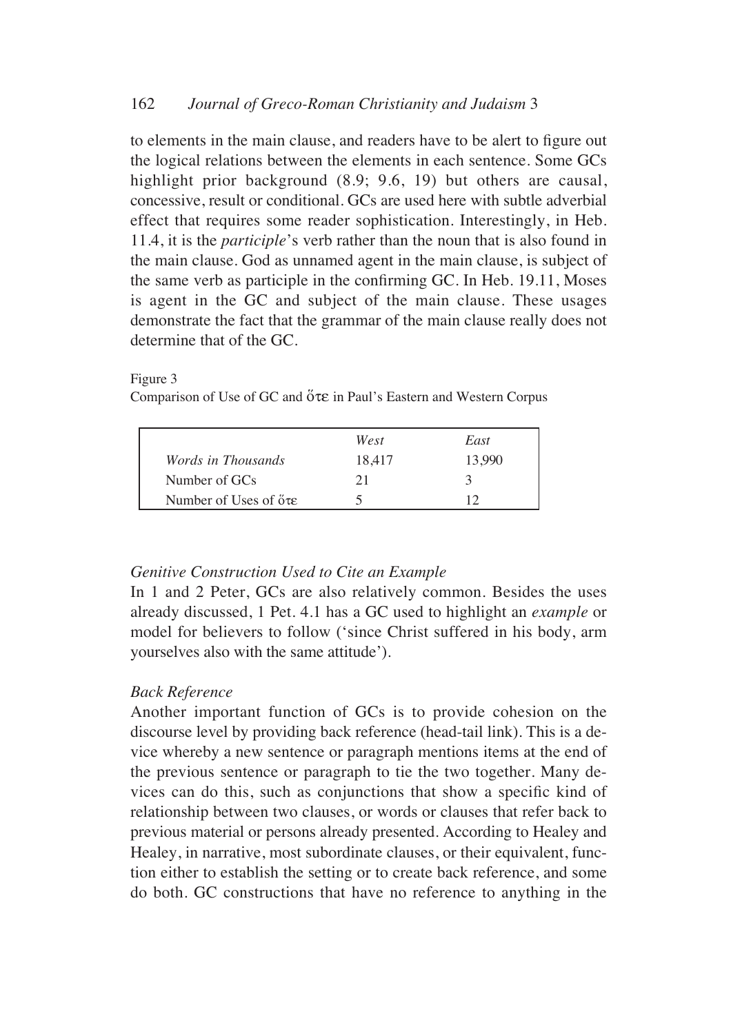to elements in the main clause, and readers have to be alert to figure out the logical relations between the elements in each sentence. Some GCs highlight prior background (8.9; 9.6, 19) but others are causal, concessive, result or conditional. GCs are used here with subtle adverbial effect that requires some reader sophistication. Interestingly, in Heb. 11.4, it is the *participle*'s verb rather than the noun that is also found in the main clause. God as unnamed agent in the main clause, is subject of the same verb as participle in the confirming GC. In Heb. 19.11, Moses is agent in the GC and subject of the main clause. These usages demonstrate the fact that the grammar of the main clause really does not determine that of the GC.

Figure 3
Comparison of Use of GC and ὅτε in Paul's Eastern and Western Corpus

| | *West* | *East* |
|---|---|---|
| *Words in Thousands* | 18,417 | 13,990 |
| Number of GCs | 21 | 3 |
| Number of Uses of ὅτε | 5 | 12 |

*Genitive Construction Used to Cite an Example*

In 1 and 2 Peter, GCs are also relatively common. Besides the uses already discussed, 1 Pet. 4.1 has a GC used to highlight an *example* or model for believers to follow ('since Christ suffered in his body, arm yourselves also with the same attitude').

*Back Reference*

Another important function of GCs is to provide cohesion on the discourse level by providing back reference (head-tail link). This is a device whereby a new sentence or paragraph mentions items at the end of the previous sentence or paragraph to tie the two together. Many devices can do this, such as conjunctions that show a specific kind of relationship between two clauses, or words or clauses that refer back to previous material or persons already presented. According to Healey and Healey, in narrative, most subordinate clauses, or their equivalent, function either to establish the setting or to create back reference, and some do both. GC constructions that have no reference to anything in the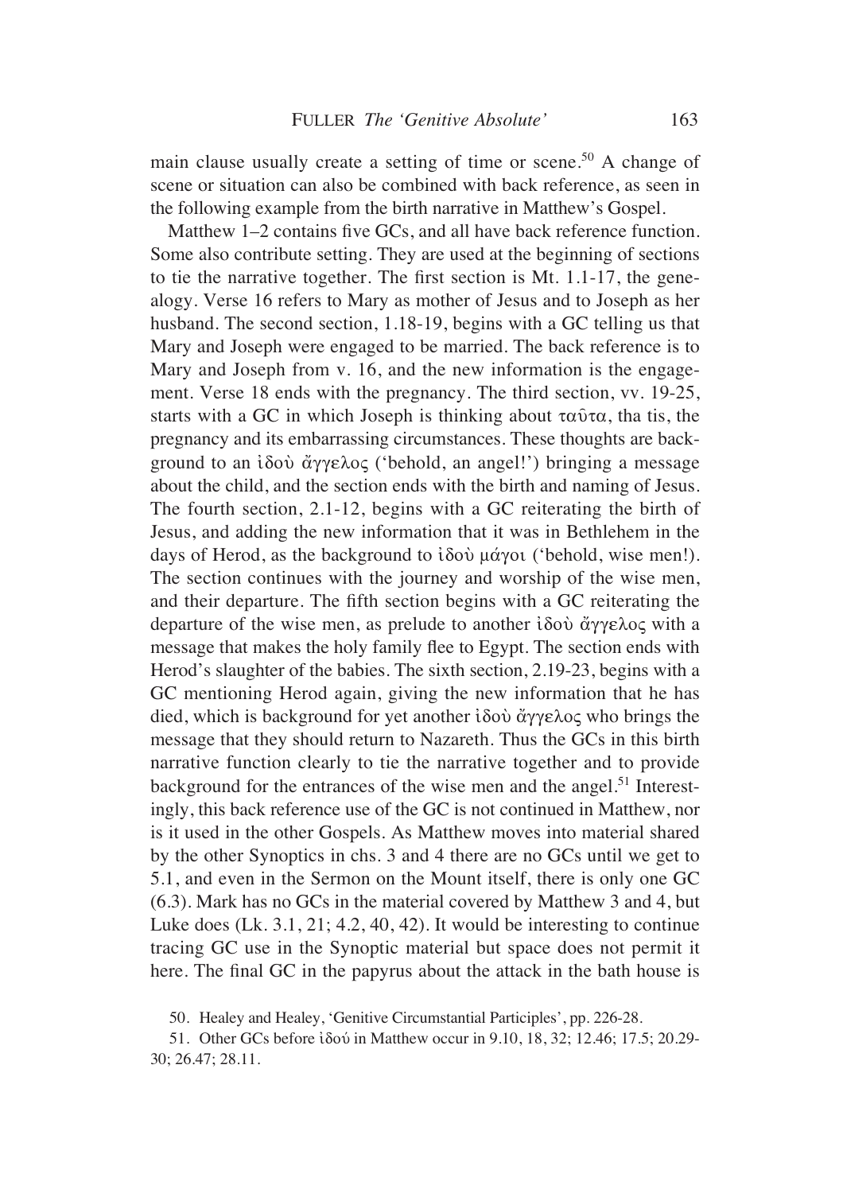main clause usually create a setting of time or scene.[50] A change of scene or situation can also be combined with back reference, as seen in the following example from the birth narrative in Matthew's Gospel.

Matthew 1–2 contains five GCs, and all have back reference function. Some also contribute setting. They are used at the beginning of sections to tie the narrative together. The first section is Mt. 1.1-17, the genealogy. Verse 16 refers to Mary as mother of Jesus and to Joseph as her husband. The second section, 1.18-19, begins with a GC telling us that Mary and Joseph were engaged to be married. The back reference is to Mary and Joseph from v. 16, and the new information is the engagement. Verse 18 ends with the pregnancy. The third section, vv. 19-25, starts with a GC in which Joseph is thinking about ταῦτα, tha tis, the pregnancy and its embarrassing circumstances. These thoughts are background to an ἰδοὺ ἄγγελος ('behold, an angel!') bringing a message about the child, and the section ends with the birth and naming of Jesus. The fourth section, 2.1-12, begins with a GC reiterating the birth of Jesus, and adding the new information that it was in Bethlehem in the days of Herod, as the background to ἰδοὺ μάγοι ('behold, wise men!). The section continues with the journey and worship of the wise men, and their departure. The fifth section begins with a GC reiterating the departure of the wise men, as prelude to another ἰδοὺ ἄγγελος with a message that makes the holy family flee to Egypt. The section ends with Herod's slaughter of the babies. The sixth section, 2.19-23, begins with a GC mentioning Herod again, giving the new information that he has died, which is background for yet another ἰδοὺ ἄγγελος who brings the message that they should return to Nazareth. Thus the GCs in this birth narrative function clearly to tie the narrative together and to provide background for the entrances of the wise men and the angel.[51] Interestingly, this back reference use of the GC is not continued in Matthew, nor is it used in the other Gospels. As Matthew moves into material shared by the other Synoptics in chs. 3 and 4 there are no GCs until we get to 5.1, and even in the Sermon on the Mount itself, there is only one GC (6.3). Mark has no GCs in the material covered by Matthew 3 and 4, but Luke does (Lk. 3.1, 21; 4.2, 40, 42). It would be interesting to continue tracing GC use in the Synoptic material but space does not permit it here. The final GC in the papyrus about the attack in the bath house is

50. Healey and Healey, 'Genitive Circumstantial Participles', pp. 226-28.

51. Other GCs before ἰδού in Matthew occur in 9.10, 18, 32; 12.46; 17.5; 20.29-30; 26.47; 28.11.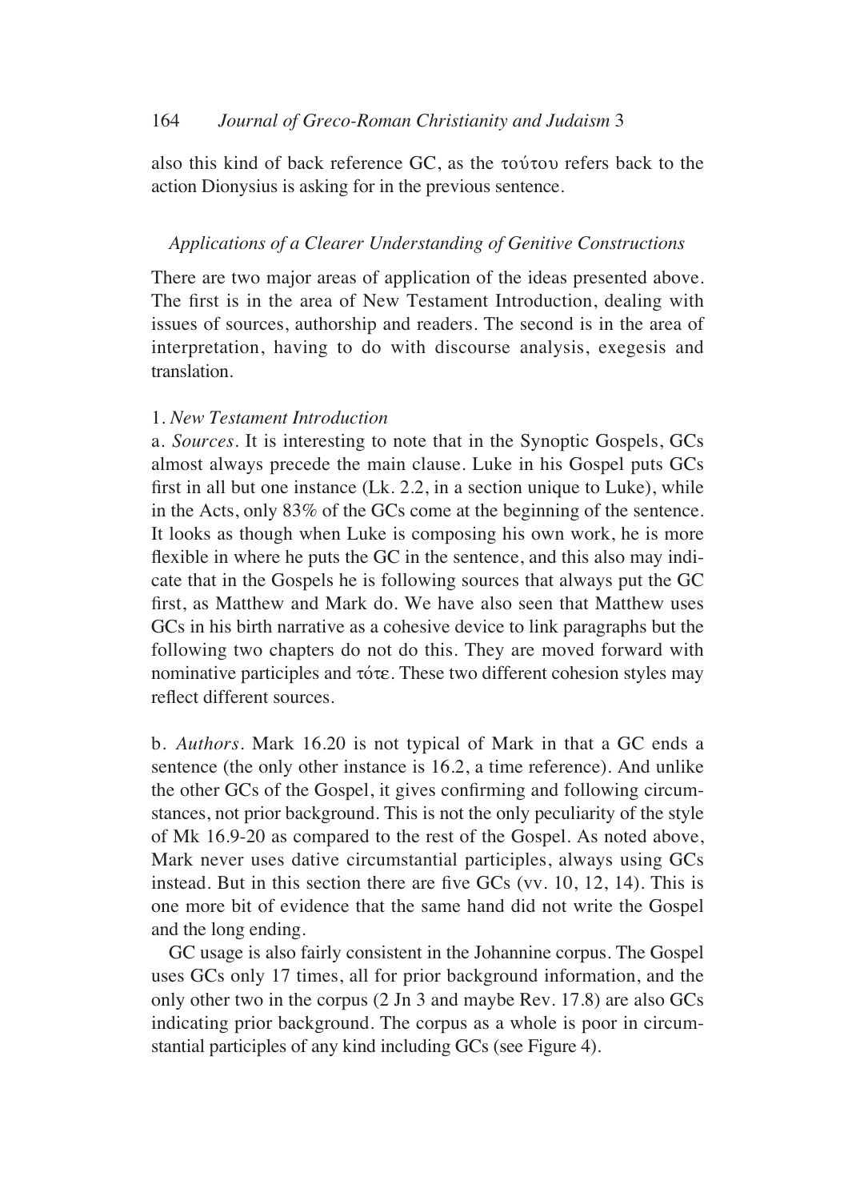also this kind of back reference GC, as the τούτου refers back to the action Dionysius is asking for in the previous sentence.

### *Applications of a Clearer Understanding of Genitive Constructions*

There are two major areas of application of the ideas presented above. The first is in the area of New Testament Introduction, dealing with issues of sources, authorship and readers. The second is in the area of interpretation, having to do with discourse analysis, exegesis and translation.

#### 1. *New Testament Introduction*

a. *Sources*. It is interesting to note that in the Synoptic Gospels, GCs almost always precede the main clause. Luke in his Gospel puts GCs first in all but one instance (Lk. 2.2, in a section unique to Luke), while in the Acts, only 83% of the GCs come at the beginning of the sentence. It looks as though when Luke is composing his own work, he is more flexible in where he puts the GC in the sentence, and this also may indicate that in the Gospels he is following sources that always put the GC first, as Matthew and Mark do. We have also seen that Matthew uses GCs in his birth narrative as a cohesive device to link paragraphs but the following two chapters do not do this. They are moved forward with nominative participles and τότε. These two different cohesion styles may reflect different sources.

b. *Authors*. Mark 16.20 is not typical of Mark in that a GC ends a sentence (the only other instance is 16.2, a time reference). And unlike the other GCs of the Gospel, it gives confirming and following circumstances, not prior background. This is not the only peculiarity of the style of Mk 16.9-20 as compared to the rest of the Gospel. As noted above, Mark never uses dative circumstantial participles, always using GCs instead. But in this section there are five GCs (vv. 10, 12, 14). This is one more bit of evidence that the same hand did not write the Gospel and the long ending.

GC usage is also fairly consistent in the Johannine corpus. The Gospel uses GCs only 17 times, all for prior background information, and the only other two in the corpus (2 Jn 3 and maybe Rev. 17.8) are also GCs indicating prior background. The corpus as a whole is poor in circumstantial participles of any kind including GCs (see Figure 4).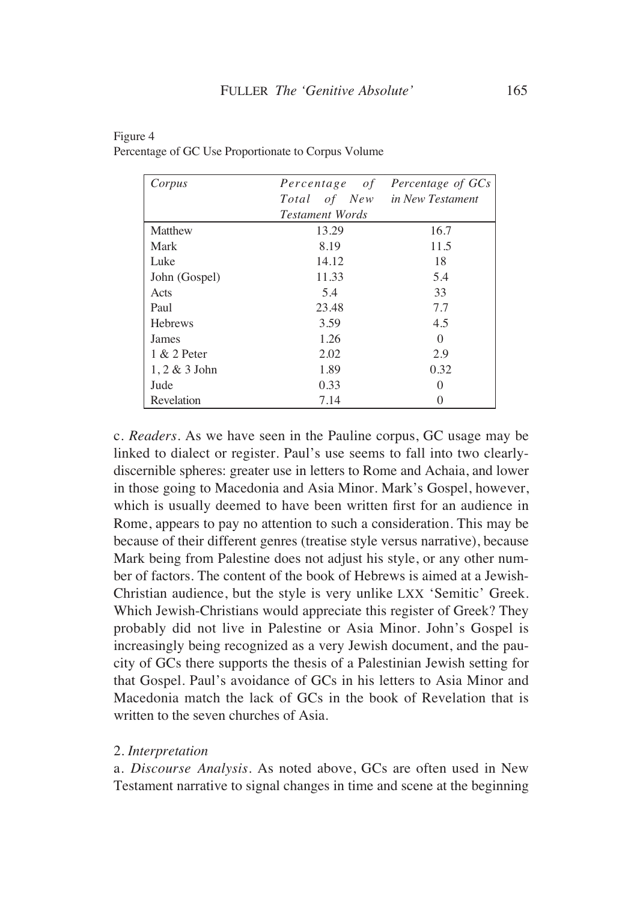Figure 4
Percentage of GC Use Proportionate to Corpus Volume

| *Corpus* | *Percentage of Total of New Testament Words* | *Percentage of GCs in New Testament* |
|---|---|---|
| Matthew | 13.29 | 16.7 |
| Mark | 8.19 | 11.5 |
| Luke | 14.12 | 18 |
| John (Gospel) | 11.33 | 5.4 |
| Acts | 5.4 | 33 |
| Paul | 23.48 | 7.7 |
| Hebrews | 3.59 | 4.5 |
| James | 1.26 | 0 |
| 1 & 2 Peter | 2.02 | 2.9 |
| 1, 2 & 3 John | 1.89 | 0.32 |
| Jude | 0.33 | 0 |
| Revelation | 7.14 | 0 |

c. *Readers*. As we have seen in the Pauline corpus, GC usage may be linked to dialect or register. Paul's use seems to fall into two clearly-discernible spheres: greater use in letters to Rome and Achaia, and lower in those going to Macedonia and Asia Minor. Mark's Gospel, however, which is usually deemed to have been written first for an audience in Rome, appears to pay no attention to such a consideration. This may be because of their different genres (treatise style versus narrative), because Mark being from Palestine does not adjust his style, or any other number of factors. The content of the book of Hebrews is aimed at a Jewish-Christian audience, but the style is very unlike LXX 'Semitic' Greek. Which Jewish-Christians would appreciate this register of Greek? They probably did not live in Palestine or Asia Minor. John's Gospel is increasingly being recognized as a very Jewish document, and the paucity of GCs there supports the thesis of a Palestinian Jewish setting for that Gospel. Paul's avoidance of GCs in his letters to Asia Minor and Macedonia match the lack of GCs in the book of Revelation that is written to the seven churches of Asia.

2. *Interpretation*

a. *Discourse Analysis*. As noted above, GCs are often used in New Testament narrative to signal changes in time and scene at the beginning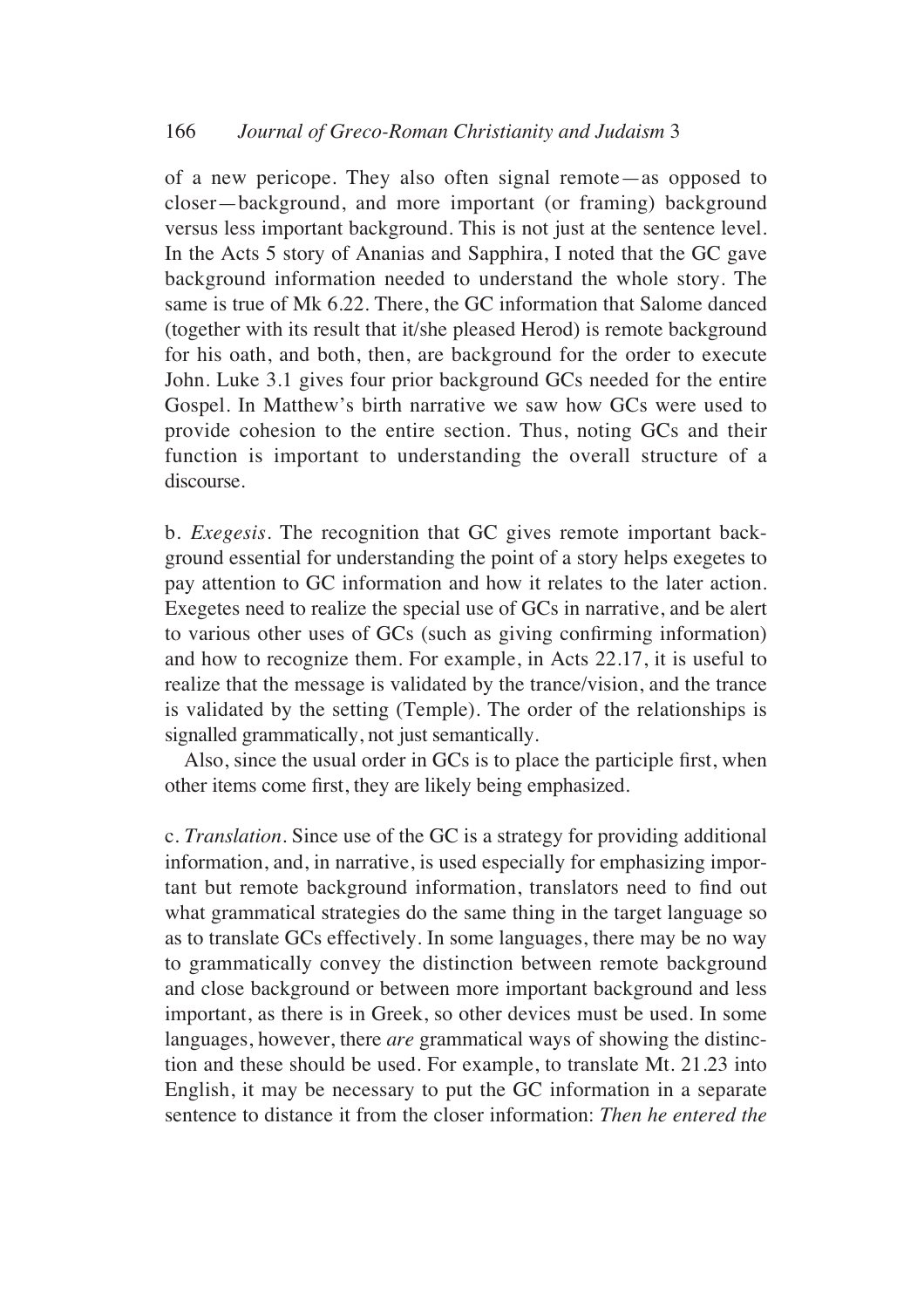of a new pericope. They also often signal remote—as opposed to closer—background, and more important (or framing) background versus less important background. This is not just at the sentence level. In the Acts 5 story of Ananias and Sapphira, I noted that the GC gave background information needed to understand the whole story. The same is true of Mk 6.22. There, the GC information that Salome danced (together with its result that it/she pleased Herod) is remote background for his oath, and both, then, are background for the order to execute John. Luke 3.1 gives four prior background GCs needed for the entire Gospel. In Matthew's birth narrative we saw how GCs were used to provide cohesion to the entire section. Thus, noting GCs and their function is important to understanding the overall structure of a discourse.

b. *Exegesis*. The recognition that GC gives remote important background essential for understanding the point of a story helps exegetes to pay attention to GC information and how it relates to the later action. Exegetes need to realize the special use of GCs in narrative, and be alert to various other uses of GCs (such as giving confirming information) and how to recognize them. For example, in Acts 22.17, it is useful to realize that the message is validated by the trance/vision, and the trance is validated by the setting (Temple). The order of the relationships is signalled grammatically, not just semantically.

Also, since the usual order in GCs is to place the participle first, when other items come first, they are likely being emphasized.

c. *Translation*. Since use of the GC is a strategy for providing additional information, and, in narrative, is used especially for emphasizing important but remote background information, translators need to find out what grammatical strategies do the same thing in the target language so as to translate GCs effectively. In some languages, there may be no way to grammatically convey the distinction between remote background and close background or between more important background and less important, as there is in Greek, so other devices must be used. In some languages, however, there *are* grammatical ways of showing the distinction and these should be used. For example, to translate Mt. 21.23 into English, it may be necessary to put the GC information in a separate sentence to distance it from the closer information: *Then he entered the*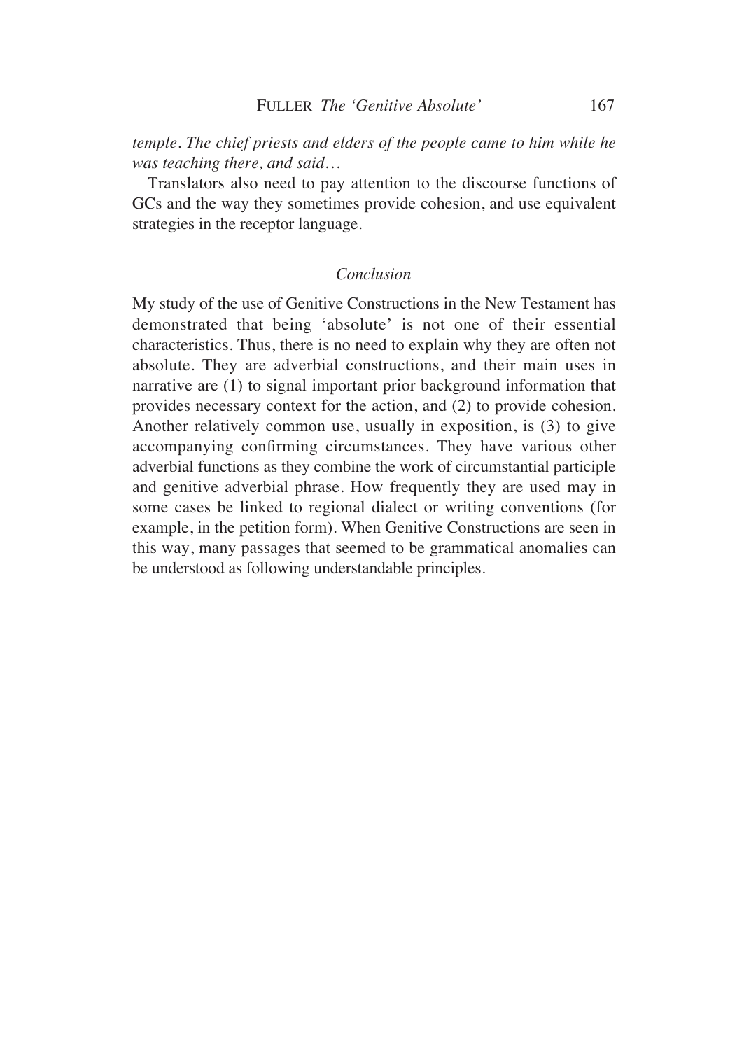*temple. The chief priests and elders of the people came to him while he was teaching there, and said…*

Translators also need to pay attention to the discourse functions of GCs and the way they sometimes provide cohesion, and use equivalent strategies in the receptor language.

## *Conclusion*

My study of the use of Genitive Constructions in the New Testament has demonstrated that being 'absolute' is not one of their essential characteristics. Thus, there is no need to explain why they are often not absolute. They are adverbial constructions, and their main uses in narrative are (1) to signal important prior background information that provides necessary context for the action, and (2) to provide cohesion. Another relatively common use, usually in exposition, is (3) to give accompanying confirming circumstances. They have various other adverbial functions as they combine the work of circumstantial participle and genitive adverbial phrase. How frequently they are used may in some cases be linked to regional dialect or writing conventions (for example, in the petition form). When Genitive Constructions are seen in this way, many passages that seemed to be grammatical anomalies can be understood as following understandable principles.